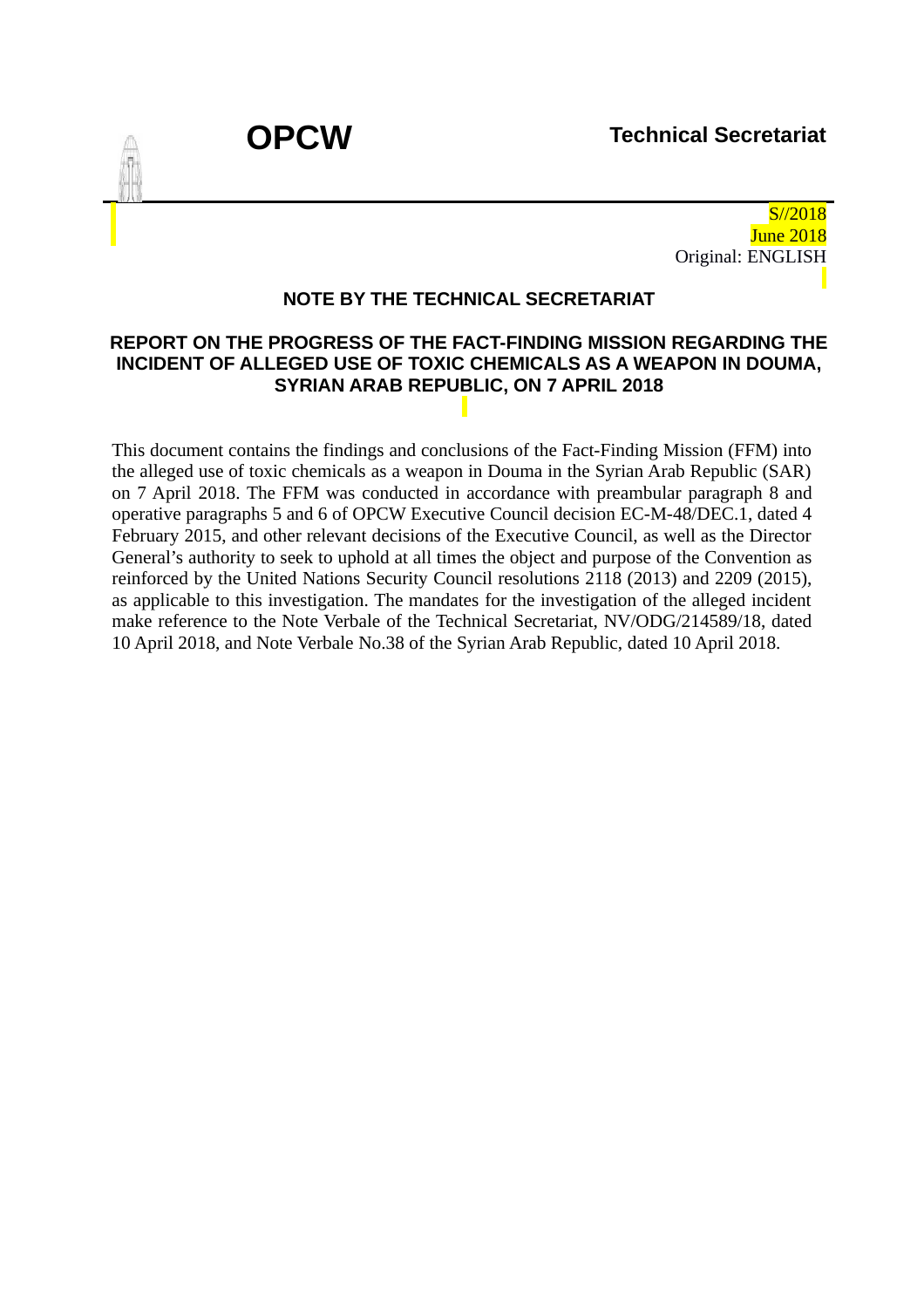# OPCW

**Technical Secretariat**

S//2018
June 2018
Original: ENGLISH

## NOTE BY THE TECHNICAL SECRETARIAT

## REPORT ON THE PROGRESS OF THE FACT-FINDING MISSION REGARDING THE INCIDENT OF ALLEGED USE OF TOXIC CHEMICALS AS A WEAPON IN DOUMA, SYRIAN ARAB REPUBLIC, ON 7 APRIL 2018

This document contains the findings and conclusions of the Fact-Finding Mission (FFM) into the alleged use of toxic chemicals as a weapon in Douma in the Syrian Arab Republic (SAR) on 7 April 2018. The FFM was conducted in accordance with preambular paragraph 8 and operative paragraphs 5 and 6 of OPCW Executive Council decision EC-M-48/DEC.1, dated 4 February 2015, and other relevant decisions of the Executive Council, as well as the Director General's authority to seek to uphold at all times the object and purpose of the Convention as reinforced by the United Nations Security Council resolutions 2118 (2013) and 2209 (2015), as applicable to this investigation. The mandates for the investigation of the alleged incident make reference to the Note Verbale of the Technical Secretariat, NV/ODG/214589/18, dated 10 April 2018, and Note Verbale No.38 of the Syrian Arab Republic, dated 10 April 2018.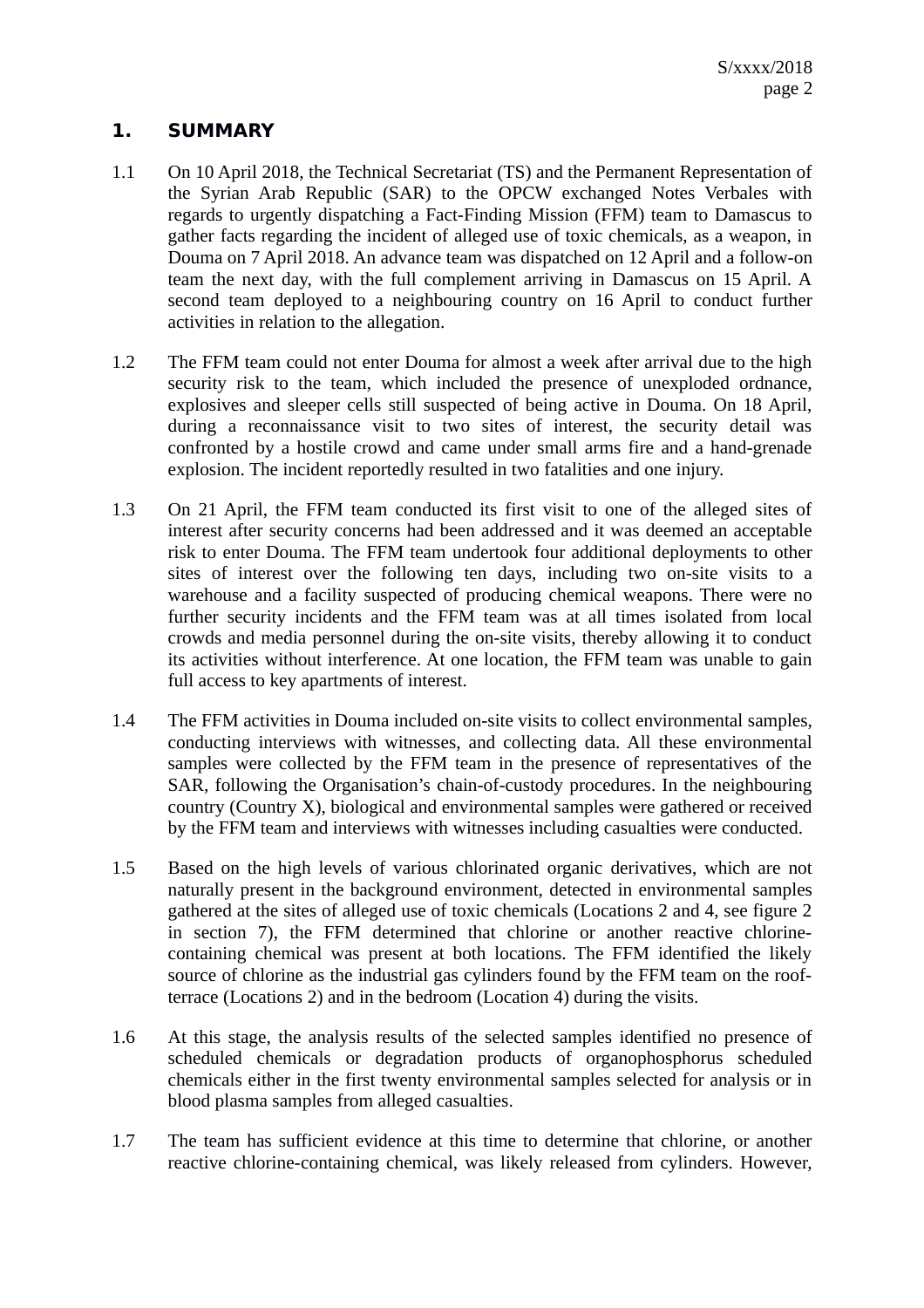## 1. SUMMARY

1.1 On 10 April 2018, the Technical Secretariat (TS) and the Permanent Representation of the Syrian Arab Republic (SAR) to the OPCW exchanged Notes Verbales with regards to urgently dispatching a Fact-Finding Mission (FFM) team to Damascus to gather facts regarding the incident of alleged use of toxic chemicals, as a weapon, in Douma on 7 April 2018. An advance team was dispatched on 12 April and a follow-on team the next day, with the full complement arriving in Damascus on 15 April. A second team deployed to a neighbouring country on 16 April to conduct further activities in relation to the allegation.

1.2 The FFM team could not enter Douma for almost a week after arrival due to the high security risk to the team, which included the presence of unexploded ordnance, explosives and sleeper cells still suspected of being active in Douma. On 18 April, during a reconnaissance visit to two sites of interest, the security detail was confronted by a hostile crowd and came under small arms fire and a hand-grenade explosion. The incident reportedly resulted in two fatalities and one injury.

1.3 On 21 April, the FFM team conducted its first visit to one of the alleged sites of interest after security concerns had been addressed and it was deemed an acceptable risk to enter Douma. The FFM team undertook four additional deployments to other sites of interest over the following ten days, including two on-site visits to a warehouse and a facility suspected of producing chemical weapons. There were no further security incidents and the FFM team was at all times isolated from local crowds and media personnel during the on-site visits, thereby allowing it to conduct its activities without interference. At one location, the FFM team was unable to gain full access to key apartments of interest.

1.4 The FFM activities in Douma included on-site visits to collect environmental samples, conducting interviews with witnesses, and collecting data. All these environmental samples were collected by the FFM team in the presence of representatives of the SAR, following the Organisation's chain-of-custody procedures. In the neighbouring country (Country X), biological and environmental samples were gathered or received by the FFM team and interviews with witnesses including casualties were conducted.

1.5 Based on the high levels of various chlorinated organic derivatives, which are not naturally present in the background environment, detected in environmental samples gathered at the sites of alleged use of toxic chemicals (Locations 2 and 4, see figure 2 in section 7), the FFM determined that chlorine or another reactive chlorine-containing chemical was present at both locations. The FFM identified the likely source of chlorine as the industrial gas cylinders found by the FFM team on the roof-terrace (Locations 2) and in the bedroom (Location 4) during the visits.

1.6 At this stage, the analysis results of the selected samples identified no presence of scheduled chemicals or degradation products of organophosphorus scheduled chemicals either in the first twenty environmental samples selected for analysis or in blood plasma samples from alleged casualties.

1.7 The team has sufficient evidence at this time to determine that chlorine, or another reactive chlorine-containing chemical, was likely released from cylinders. However,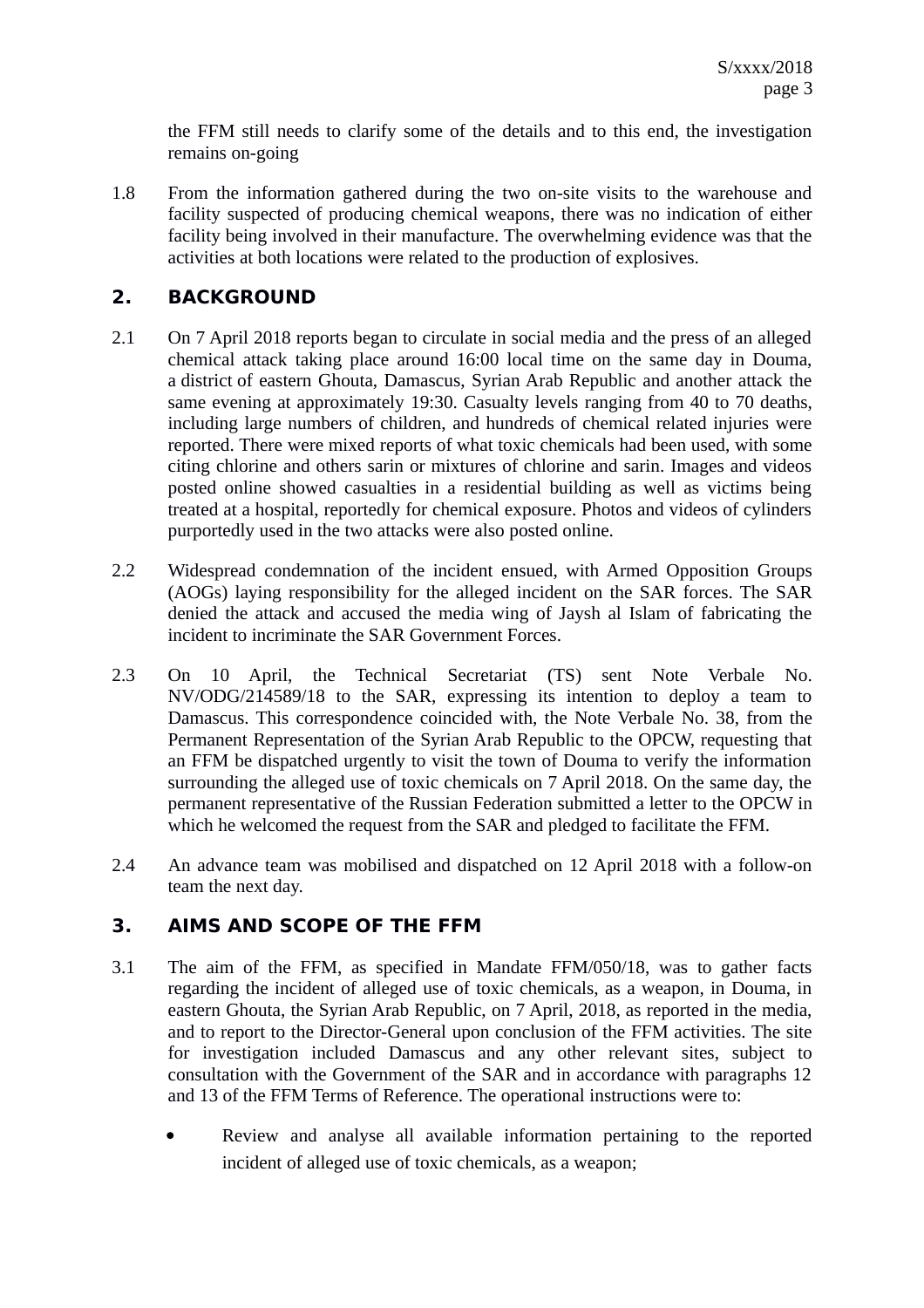the FFM still needs to clarify some of the details and to this end, the investigation remains on-going

1.8 From the information gathered during the two on-site visits to the warehouse and facility suspected of producing chemical weapons, there was no indication of either facility being involved in their manufacture. The overwhelming evidence was that the activities at both locations were related to the production of explosives.

## 2. BACKGROUND

2.1 On 7 April 2018 reports began to circulate in social media and the press of an alleged chemical attack taking place around 16:00 local time on the same day in Douma, a district of eastern Ghouta, Damascus, Syrian Arab Republic and another attack the same evening at approximately 19:30. Casualty levels ranging from 40 to 70 deaths, including large numbers of children, and hundreds of chemical related injuries were reported. There were mixed reports of what toxic chemicals had been used, with some citing chlorine and others sarin or mixtures of chlorine and sarin. Images and videos posted online showed casualties in a residential building as well as victims being treated at a hospital, reportedly for chemical exposure. Photos and videos of cylinders purportedly used in the two attacks were also posted online.

2.2 Widespread condemnation of the incident ensued, with Armed Opposition Groups (AOGs) laying responsibility for the alleged incident on the SAR forces. The SAR denied the attack and accused the media wing of Jaysh al Islam of fabricating the incident to incriminate the SAR Government Forces.

2.3 On 10 April, the Technical Secretariat (TS) sent Note Verbale No. NV/ODG/214589/18 to the SAR, expressing its intention to deploy a team to Damascus. This correspondence coincided with, the Note Verbale No. 38, from the Permanent Representation of the Syrian Arab Republic to the OPCW, requesting that an FFM be dispatched urgently to visit the town of Douma to verify the information surrounding the alleged use of toxic chemicals on 7 April 2018. On the same day, the permanent representative of the Russian Federation submitted a letter to the OPCW in which he welcomed the request from the SAR and pledged to facilitate the FFM.

2.4 An advance team was mobilised and dispatched on 12 April 2018 with a follow-on team the next day.

## 3. AIMS AND SCOPE OF THE FFM

3.1 The aim of the FFM, as specified in Mandate FFM/050/18, was to gather facts regarding the incident of alleged use of toxic chemicals, as a weapon, in Douma, in eastern Ghouta, the Syrian Arab Republic, on 7 April, 2018, as reported in the media, and to report to the Director-General upon conclusion of the FFM activities. The site for investigation included Damascus and any other relevant sites, subject to consultation with the Government of the SAR and in accordance with paragraphs 12 and 13 of the FFM Terms of Reference. The operational instructions were to:

- Review and analyse all available information pertaining to the reported incident of alleged use of toxic chemicals, as a weapon;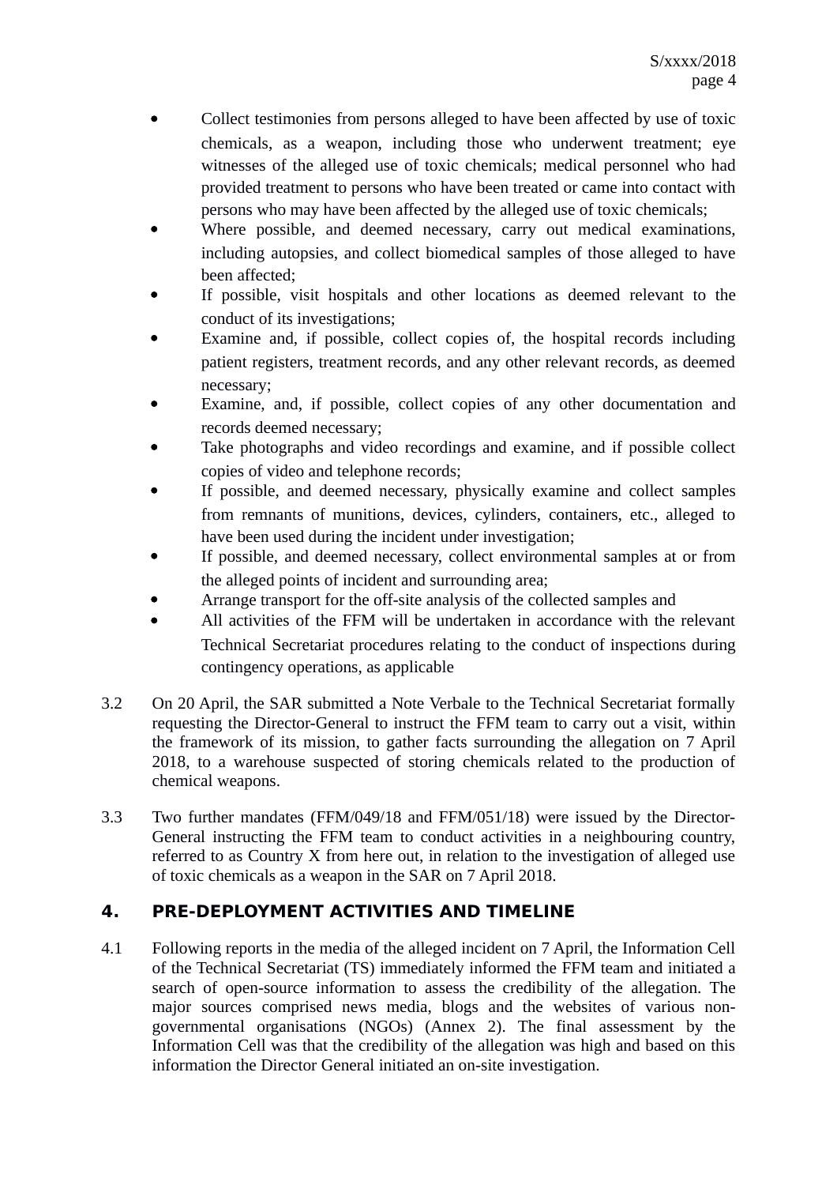- Collect testimonies from persons alleged to have been affected by use of toxic chemicals, as a weapon, including those who underwent treatment; eye witnesses of the alleged use of toxic chemicals; medical personnel who had provided treatment to persons who have been treated or came into contact with persons who may have been affected by the alleged use of toxic chemicals;
- Where possible, and deemed necessary, carry out medical examinations, including autopsies, and collect biomedical samples of those alleged to have been affected;
- If possible, visit hospitals and other locations as deemed relevant to the conduct of its investigations;
- Examine and, if possible, collect copies of, the hospital records including patient registers, treatment records, and any other relevant records, as deemed necessary;
- Examine, and, if possible, collect copies of any other documentation and records deemed necessary;
- Take photographs and video recordings and examine, and if possible collect copies of video and telephone records;
- If possible, and deemed necessary, physically examine and collect samples from remnants of munitions, devices, cylinders, containers, etc., alleged to have been used during the incident under investigation;
- If possible, and deemed necessary, collect environmental samples at or from the alleged points of incident and surrounding area;
- Arrange transport for the off-site analysis of the collected samples and
- All activities of the FFM will be undertaken in accordance with the relevant Technical Secretariat procedures relating to the conduct of inspections during contingency operations, as applicable

3.2 On 20 April, the SAR submitted a Note Verbale to the Technical Secretariat formally requesting the Director-General to instruct the FFM team to carry out a visit, within the framework of its mission, to gather facts surrounding the allegation on 7 April 2018, to a warehouse suspected of storing chemicals related to the production of chemical weapons.

3.3 Two further mandates (FFM/049/18 and FFM/051/18) were issued by the Director-General instructing the FFM team to conduct activities in a neighbouring country, referred to as Country X from here out, in relation to the investigation of alleged use of toxic chemicals as a weapon in the SAR on 7 April 2018.

## 4. PRE-DEPLOYMENT ACTIVITIES AND TIMELINE

4.1 Following reports in the media of the alleged incident on 7 April, the Information Cell of the Technical Secretariat (TS) immediately informed the FFM team and initiated a search of open-source information to assess the credibility of the allegation. The major sources comprised news media, blogs and the websites of various non-governmental organisations (NGOs) (Annex 2). The final assessment by the Information Cell was that the credibility of the allegation was high and based on this information the Director General initiated an on-site investigation.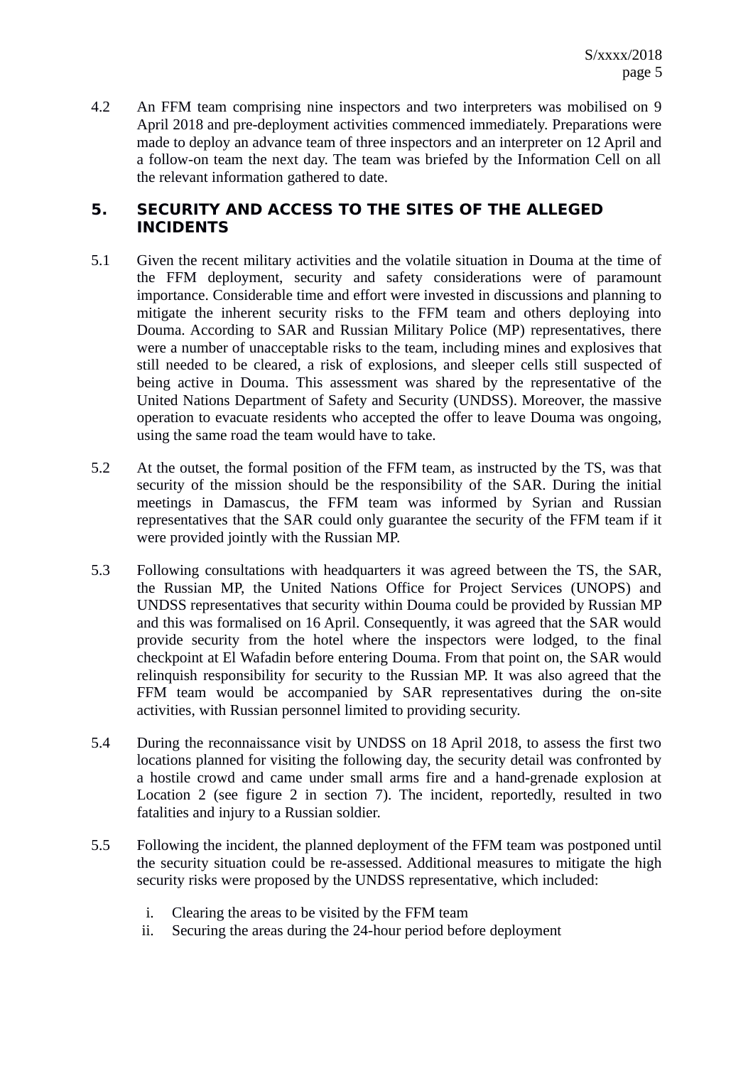4.2 An FFM team comprising nine inspectors and two interpreters was mobilised on 9 April 2018 and pre-deployment activities commenced immediately. Preparations were made to deploy an advance team of three inspectors and an interpreter on 12 April and a follow-on team the next day. The team was briefed by the Information Cell on all the relevant information gathered to date.

## 5. SECURITY AND ACCESS TO THE SITES OF THE ALLEGED INCIDENTS

5.1 Given the recent military activities and the volatile situation in Douma at the time of the FFM deployment, security and safety considerations were of paramount importance. Considerable time and effort were invested in discussions and planning to mitigate the inherent security risks to the FFM team and others deploying into Douma. According to SAR and Russian Military Police (MP) representatives, there were a number of unacceptable risks to the team, including mines and explosives that still needed to be cleared, a risk of explosions, and sleeper cells still suspected of being active in Douma. This assessment was shared by the representative of the United Nations Department of Safety and Security (UNDSS). Moreover, the massive operation to evacuate residents who accepted the offer to leave Douma was ongoing, using the same road the team would have to take.

5.2 At the outset, the formal position of the FFM team, as instructed by the TS, was that security of the mission should be the responsibility of the SAR. During the initial meetings in Damascus, the FFM team was informed by Syrian and Russian representatives that the SAR could only guarantee the security of the FFM team if it were provided jointly with the Russian MP.

5.3 Following consultations with headquarters it was agreed between the TS, the SAR, the Russian MP, the United Nations Office for Project Services (UNOPS) and UNDSS representatives that security within Douma could be provided by Russian MP and this was formalised on 16 April. Consequently, it was agreed that the SAR would provide security from the hotel where the inspectors were lodged, to the final checkpoint at El Wafadin before entering Douma. From that point on, the SAR would relinquish responsibility for security to the Russian MP. It was also agreed that the FFM team would be accompanied by SAR representatives during the on-site activities, with Russian personnel limited to providing security.

5.4 During the reconnaissance visit by UNDSS on 18 April 2018, to assess the first two locations planned for visiting the following day, the security detail was confronted by a hostile crowd and came under small arms fire and a hand-grenade explosion at Location 2 (see figure 2 in section 7). The incident, reportedly, resulted in two fatalities and injury to a Russian soldier.

5.5 Following the incident, the planned deployment of the FFM team was postponed until the security situation could be re-assessed. Additional measures to mitigate the high security risks were proposed by the UNDSS representative, which included:

i. Clearing the areas to be visited by the FFM team
ii. Securing the areas during the 24-hour period before deployment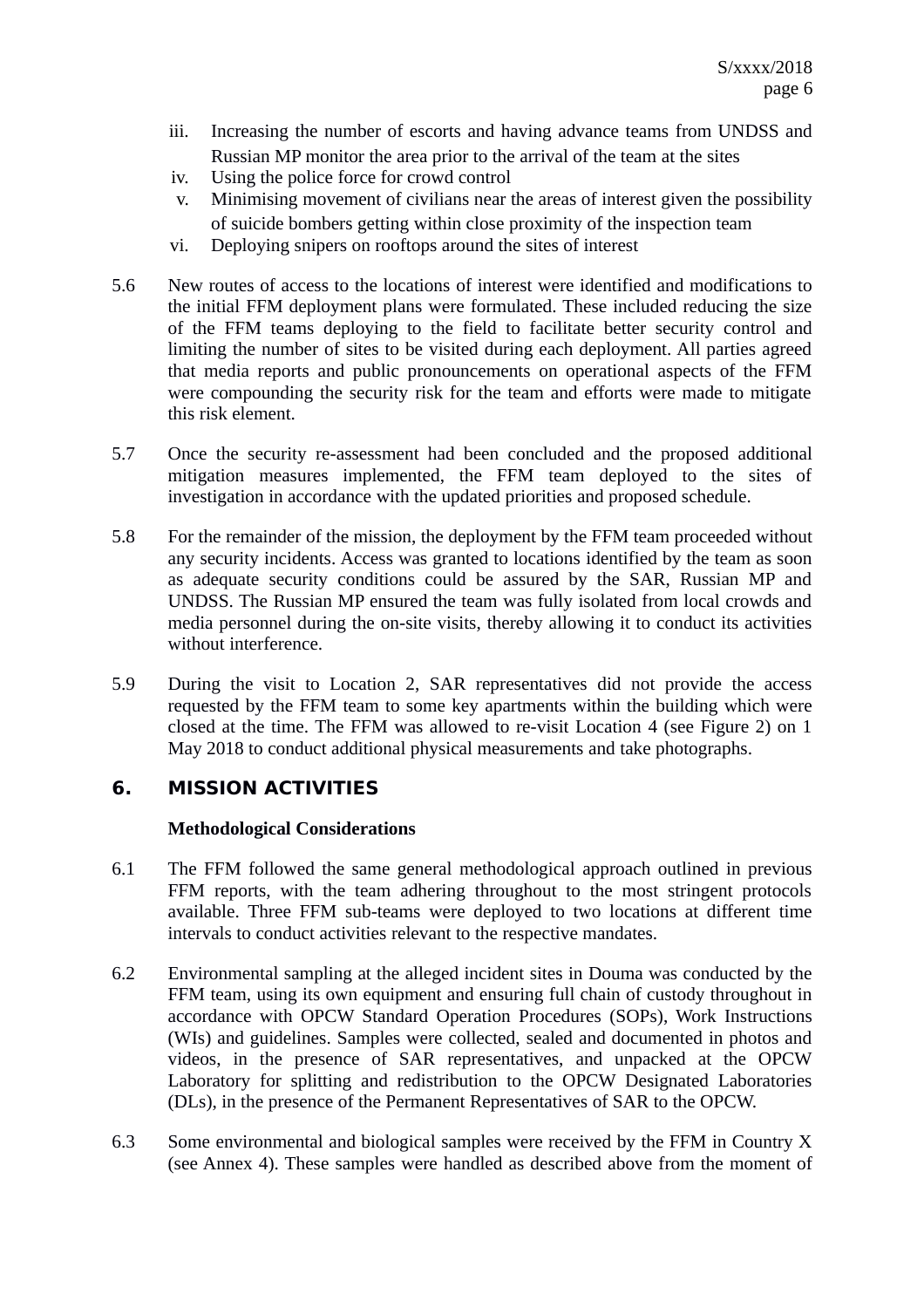iii. Increasing the number of escorts and having advance teams from UNDSS and Russian MP monitor the area prior to the arrival of the team at the sites
iv. Using the police force for crowd control
v. Minimising movement of civilians near the areas of interest given the possibility of suicide bombers getting within close proximity of the inspection team
vi. Deploying snipers on rooftops around the sites of interest

5.6 New routes of access to the locations of interest were identified and modifications to the initial FFM deployment plans were formulated. These included reducing the size of the FFM teams deploying to the field to facilitate better security control and limiting the number of sites to be visited during each deployment. All parties agreed that media reports and public pronouncements on operational aspects of the FFM were compounding the security risk for the team and efforts were made to mitigate this risk element.

5.7 Once the security re-assessment had been concluded and the proposed additional mitigation measures implemented, the FFM team deployed to the sites of investigation in accordance with the updated priorities and proposed schedule.

5.8 For the remainder of the mission, the deployment by the FFM team proceeded without any security incidents. Access was granted to locations identified by the team as soon as adequate security conditions could be assured by the SAR, Russian MP and UNDSS. The Russian MP ensured the team was fully isolated from local crowds and media personnel during the on-site visits, thereby allowing it to conduct its activities without interference.

5.9 During the visit to Location 2, SAR representatives did not provide the access requested by the FFM team to some key apartments within the building which were closed at the time. The FFM was allowed to re-visit Location 4 (see Figure 2) on 1 May 2018 to conduct additional physical measurements and take photographs.

## 6. MISSION ACTIVITIES

### Methodological Considerations

6.1 The FFM followed the same general methodological approach outlined in previous FFM reports, with the team adhering throughout to the most stringent protocols available. Three FFM sub-teams were deployed to two locations at different time intervals to conduct activities relevant to the respective mandates.

6.2 Environmental sampling at the alleged incident sites in Douma was conducted by the FFM team, using its own equipment and ensuring full chain of custody throughout in accordance with OPCW Standard Operation Procedures (SOPs), Work Instructions (WIs) and guidelines. Samples were collected, sealed and documented in photos and videos, in the presence of SAR representatives, and unpacked at the OPCW Laboratory for splitting and redistribution to the OPCW Designated Laboratories (DLs), in the presence of the Permanent Representatives of SAR to the OPCW.

6.3 Some environmental and biological samples were received by the FFM in Country X (see Annex 4). These samples were handled as described above from the moment of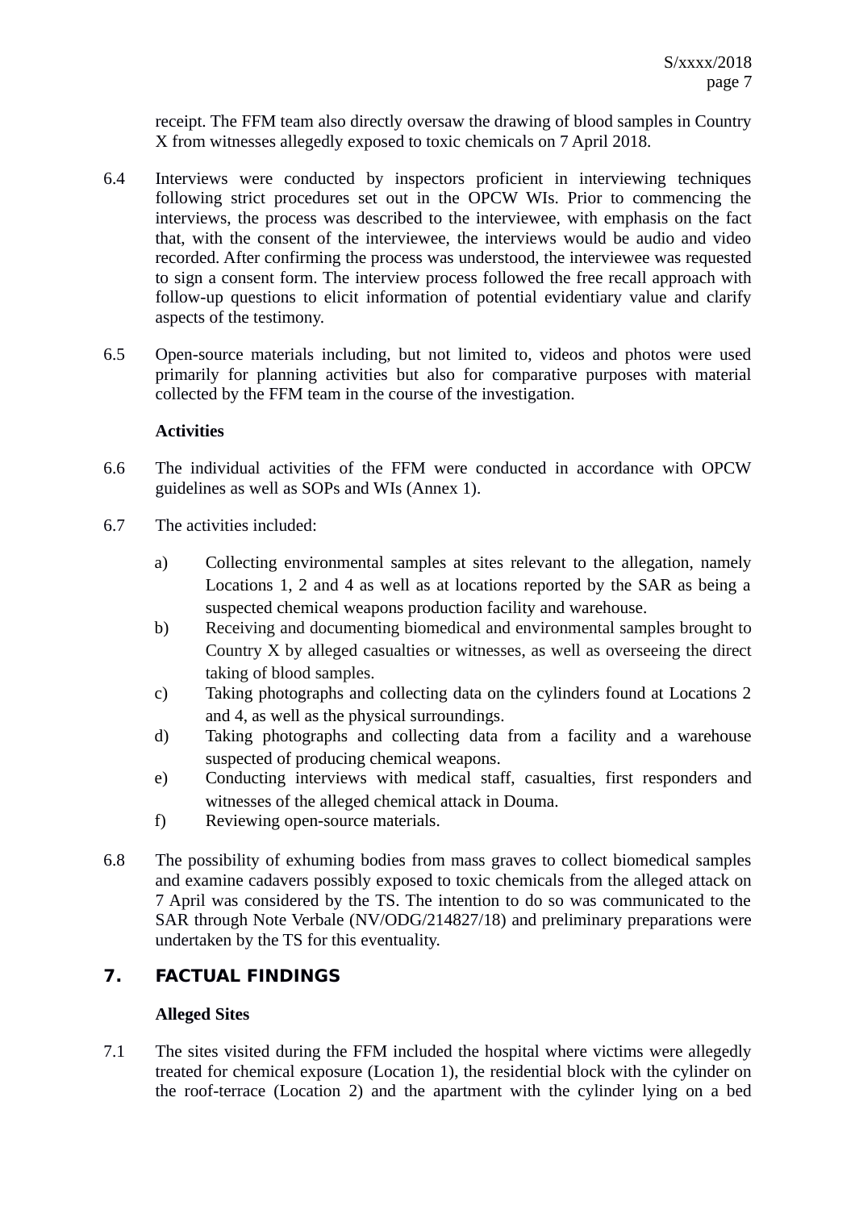receipt. The FFM team also directly oversaw the drawing of blood samples in Country X from witnesses allegedly exposed to toxic chemicals on 7 April 2018.

6.4 Interviews were conducted by inspectors proficient in interviewing techniques following strict procedures set out in the OPCW WIs. Prior to commencing the interviews, the process was described to the interviewee, with emphasis on the fact that, with the consent of the interviewee, the interviews would be audio and video recorded. After confirming the process was understood, the interviewee was requested to sign a consent form. The interview process followed the free recall approach with follow-up questions to elicit information of potential evidentiary value and clarify aspects of the testimony.

6.5 Open-source materials including, but not limited to, videos and photos were used primarily for planning activities but also for comparative purposes with material collected by the FFM team in the course of the investigation.

**Activities**

6.6 The individual activities of the FFM were conducted in accordance with OPCW guidelines as well as SOPs and WIs (Annex 1).

6.7 The activities included:

a) Collecting environmental samples at sites relevant to the allegation, namely Locations 1, 2 and 4 as well as at locations reported by the SAR as being a suspected chemical weapons production facility and warehouse.
b) Receiving and documenting biomedical and environmental samples brought to Country X by alleged casualties or witnesses, as well as overseeing the direct taking of blood samples.
c) Taking photographs and collecting data on the cylinders found at Locations 2 and 4, as well as the physical surroundings.
d) Taking photographs and collecting data from a facility and a warehouse suspected of producing chemical weapons.
e) Conducting interviews with medical staff, casualties, first responders and witnesses of the alleged chemical attack in Douma.
f) Reviewing open-source materials.

6.8 The possibility of exhuming bodies from mass graves to collect biomedical samples and examine cadavers possibly exposed to toxic chemicals from the alleged attack on 7 April was considered by the TS. The intention to do so was communicated to the SAR through Note Verbale (NV/ODG/214827/18) and preliminary preparations were undertaken by the TS for this eventuality.

## 7. FACTUAL FINDINGS

**Alleged Sites**

7.1 The sites visited during the FFM included the hospital where victims were allegedly treated for chemical exposure (Location 1), the residential block with the cylinder on the roof-terrace (Location 2) and the apartment with the cylinder lying on a bed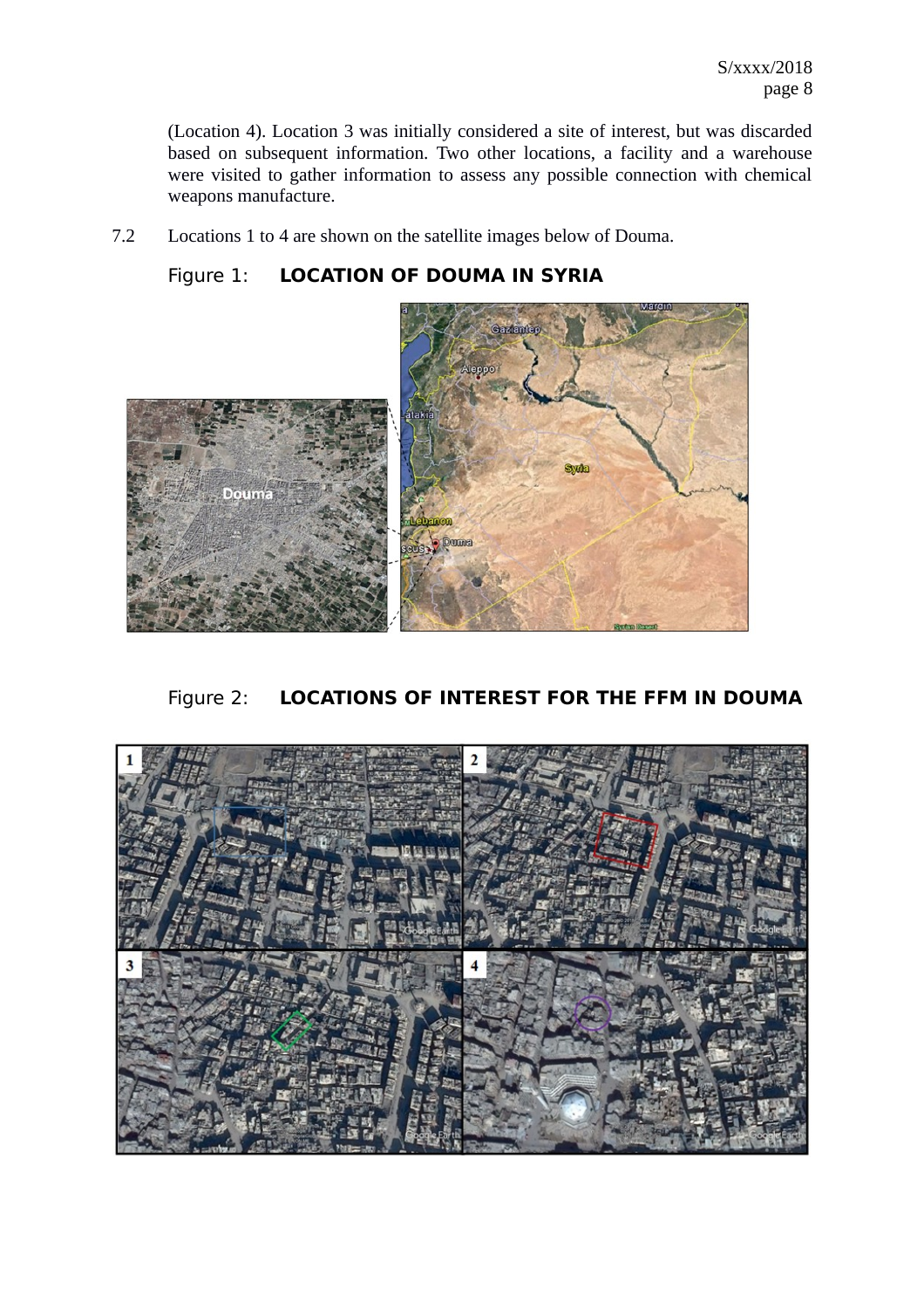(Location 4). Location 3 was initially considered a site of interest, but was discarded based on subsequent information. Two other locations, a facility and a warehouse were visited to gather information to assess any possible connection with chemical weapons manufacture.

7.2 Locations 1 to 4 are shown on the satellite images below of Douma.

Figure 1: **LOCATION OF DOUMA IN SYRIA**

Figure 2: **LOCATIONS OF INTEREST FOR THE FFM IN DOUMA**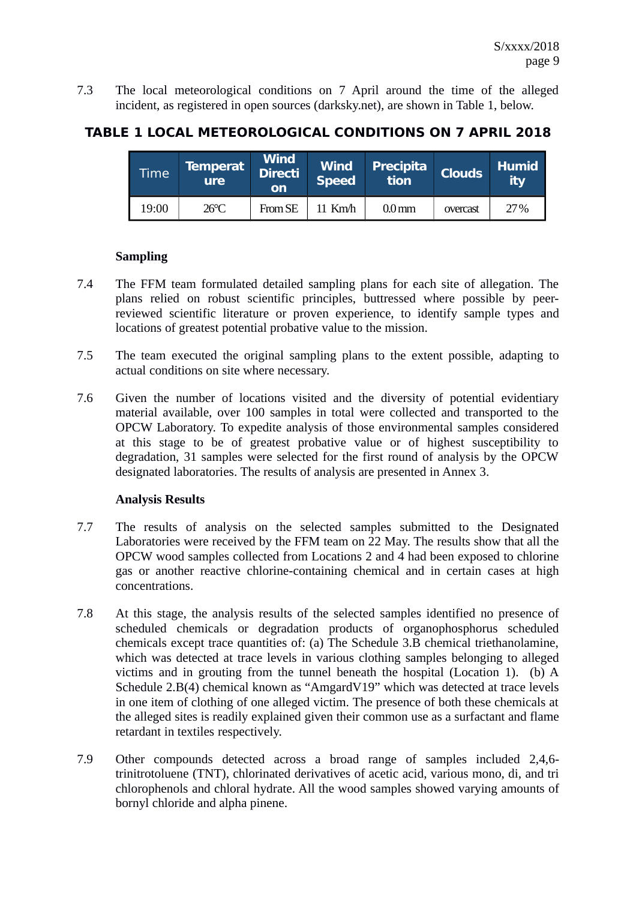7.3 The local meteorological conditions on 7 April around the time of the alleged incident, as registered in open sources (darksky.net), are shown in Table 1, below.

**TABLE 1 LOCAL METEOROLOGICAL CONDITIONS ON 7 APRIL 2018**

| Time | Temperature | Wind Direction | Wind Speed | Precipitation | Clouds | Humidity |
|---|---|---|---|---|---|---|
| 19:00 | 26°C | From SE | 11 Km/h | 0.0 mm | overcast | 27% |

**Sampling**

7.4 The FFM team formulated detailed sampling plans for each site of allegation. The plans relied on robust scientific principles, buttressed where possible by peer-reviewed scientific literature or proven experience, to identify sample types and locations of greatest potential probative value to the mission.

7.5 The team executed the original sampling plans to the extent possible, adapting to actual conditions on site where necessary.

7.6 Given the number of locations visited and the diversity of potential evidentiary material available, over 100 samples in total were collected and transported to the OPCW Laboratory. To expedite analysis of those environmental samples considered at this stage to be of greatest probative value or of highest susceptibility to degradation, 31 samples were selected for the first round of analysis by the OPCW designated laboratories. The results of analysis are presented in Annex 3.

**Analysis Results**

7.7 The results of analysis on the selected samples submitted to the Designated Laboratories were received by the FFM team on 22 May. The results show that all the OPCW wood samples collected from Locations 2 and 4 had been exposed to chlorine gas or another reactive chlorine-containing chemical and in certain cases at high concentrations.

7.8 At this stage, the analysis results of the selected samples identified no presence of scheduled chemicals or degradation products of organophosphorus scheduled chemicals except trace quantities of: (a) The Schedule 3.B chemical triethanolamine, which was detected at trace levels in various clothing samples belonging to alleged victims and in grouting from the tunnel beneath the hospital (Location 1). (b) A Schedule 2.B(4) chemical known as "AmgardV19" which was detected at trace levels in one item of clothing of one alleged victim. The presence of both these chemicals at the alleged sites is readily explained given their common use as a surfactant and flame retardant in textiles respectively.

7.9 Other compounds detected across a broad range of samples included 2,4,6-trinitrotoluene (TNT), chlorinated derivatives of acetic acid, various mono, di, and tri chlorophenols and chloral hydrate. All the wood samples showed varying amounts of bornyl chloride and alpha pinene.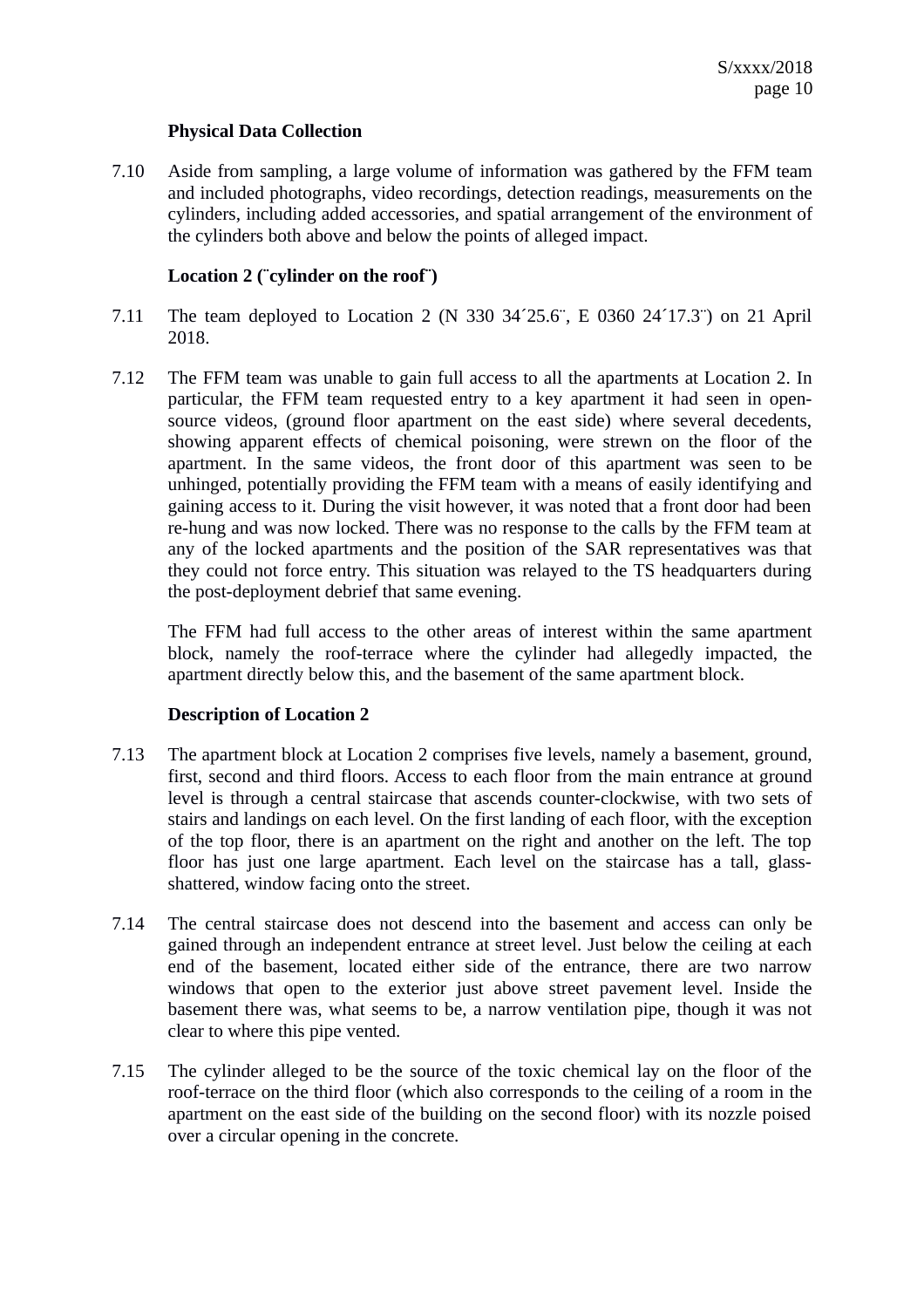### Physical Data Collection

7.10 Aside from sampling, a large volume of information was gathered by the FFM team and included photographs, video recordings, detection readings, measurements on the cylinders, including added accessories, and spatial arrangement of the environment of the cylinders both above and below the points of alleged impact.

### Location 2 (¨cylinder on the roof¨)

7.11 The team deployed to Location 2 (N 330 34´25.6¨, E 0360 24´17.3¨) on 21 April 2018.

7.12 The FFM team was unable to gain full access to all the apartments at Location 2. In particular, the FFM team requested entry to a key apartment it had seen in open-source videos, (ground floor apartment on the east side) where several decedents, showing apparent effects of chemical poisoning, were strewn on the floor of the apartment. In the same videos, the front door of this apartment was seen to be unhinged, potentially providing the FFM team with a means of easily identifying and gaining access to it. During the visit however, it was noted that a front door had been re-hung and was now locked. There was no response to the calls by the FFM team at any of the locked apartments and the position of the SAR representatives was that they could not force entry. This situation was relayed to the TS headquarters during the post-deployment debrief that same evening.

The FFM had full access to the other areas of interest within the same apartment block, namely the roof-terrace where the cylinder had allegedly impacted, the apartment directly below this, and the basement of the same apartment block.

### Description of Location 2

7.13 The apartment block at Location 2 comprises five levels, namely a basement, ground, first, second and third floors. Access to each floor from the main entrance at ground level is through a central staircase that ascends counter-clockwise, with two sets of stairs and landings on each level. On the first landing of each floor, with the exception of the top floor, there is an apartment on the right and another on the left. The top floor has just one large apartment. Each level on the staircase has a tall, glass-shattered, window facing onto the street.

7.14 The central staircase does not descend into the basement and access can only be gained through an independent entrance at street level. Just below the ceiling at each end of the basement, located either side of the entrance, there are two narrow windows that open to the exterior just above street pavement level. Inside the basement there was, what seems to be, a narrow ventilation pipe, though it was not clear to where this pipe vented.

7.15 The cylinder alleged to be the source of the toxic chemical lay on the floor of the roof-terrace on the third floor (which also corresponds to the ceiling of a room in the apartment on the east side of the building on the second floor) with its nozzle poised over a circular opening in the concrete.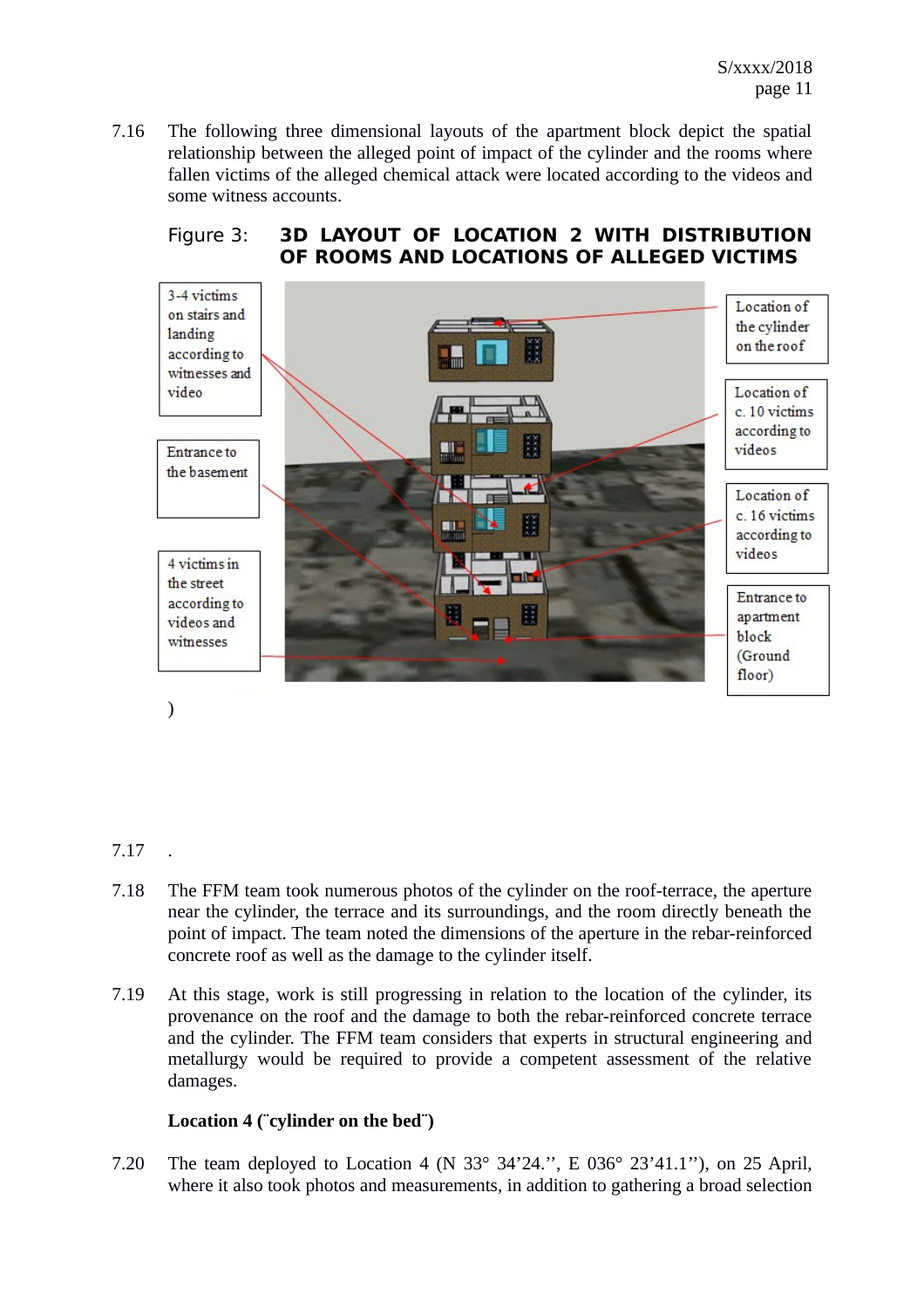7.16 The following three dimensional layouts of the apartment block depict the spatial relationship between the alleged point of impact of the cylinder and the rooms where fallen victims of the alleged chemical attack were located according to the videos and some witness accounts.

Figure 3: **3D LAYOUT OF LOCATION 2 WITH DISTRIBUTION OF ROOMS AND LOCATIONS OF ALLEGED VICTIMS**

3-4 victims on stairs and landing according to witnesses and video

Entrance to the basement

4 victims in the street according to videos and witnesses

Location of the cylinder on the roof

Location of c. 10 victims according to videos

Location of c. 16 victims according to videos

Entrance to apartment block (Ground floor)

)

7.17 .

7.18 The FFM team took numerous photos of the cylinder on the roof-terrace, the aperture near the cylinder, the terrace and its surroundings, and the room directly beneath the point of impact. The team noted the dimensions of the aperture in the rebar-reinforced concrete roof as well as the damage to the cylinder itself.

7.19 At this stage, work is still progressing in relation to the location of the cylinder, its provenance on the roof and the damage to both the rebar-reinforced concrete terrace and the cylinder. The FFM team considers that experts in structural engineering and metallurgy would be required to provide a competent assessment of the relative damages.

**Location 4 (¨cylinder on the bed¨)**

7.20 The team deployed to Location 4 (N 33° 34'24.'', E 036° 23'41.1''), on 25 April, where it also took photos and measurements, in addition to gathering a broad selection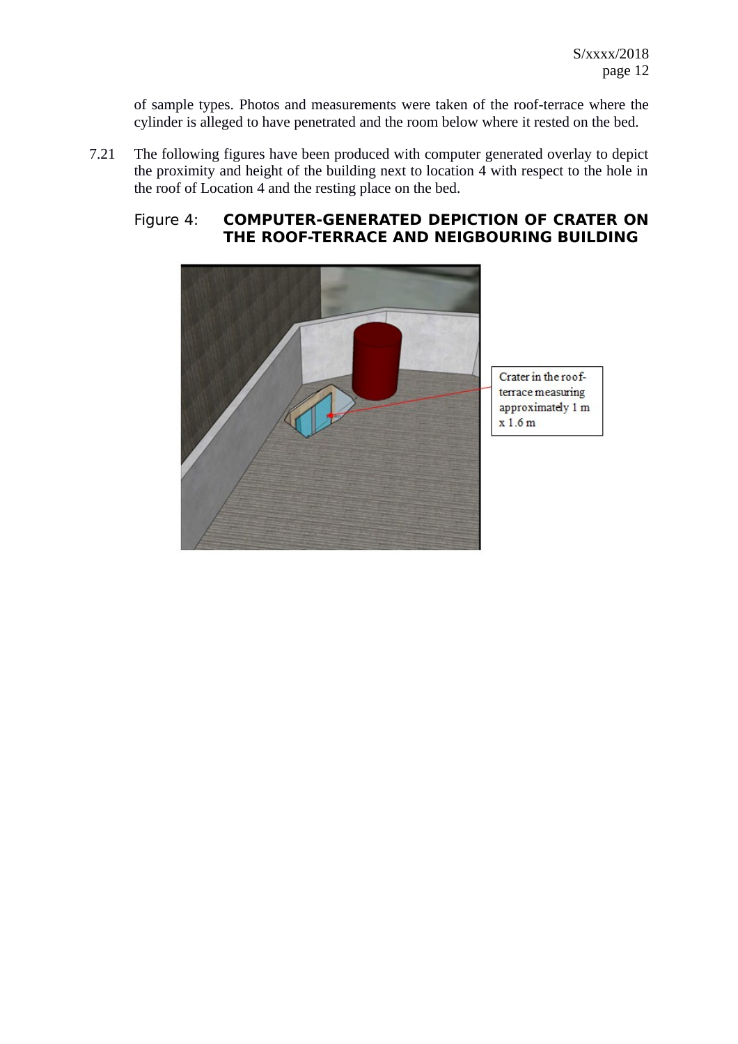of sample types. Photos and measurements were taken of the roof-terrace where the cylinder is alleged to have penetrated and the room below where it rested on the bed.

7.21 The following figures have been produced with computer generated overlay to depict the proximity and height of the building next to location 4 with respect to the hole in the roof of Location 4 and the resting place on the bed.

Figure 4: **COMPUTER-GENERATED DEPICTION OF CRATER ON THE ROOF-TERRACE AND NEIGBOURING BUILDING**

Crater in the roof-terrace measuring approximately 1 m x 1.6 m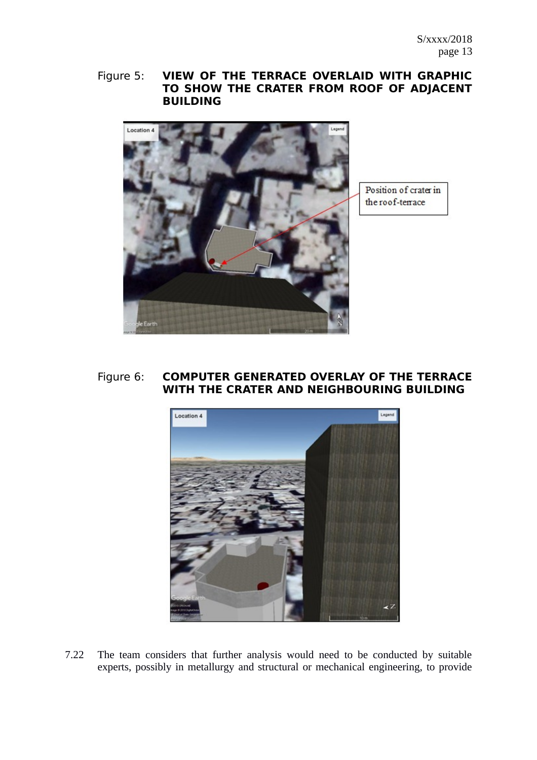Figure 5: **VIEW OF THE TERRACE OVERLAID WITH GRAPHIC TO SHOW THE CRATER FROM ROOF OF ADJACENT BUILDING**

Figure 6: **COMPUTER GENERATED OVERLAY OF THE TERRACE WITH THE CRATER AND NEIGHBOURING BUILDING**

7.22 The team considers that further analysis would need to be conducted by suitable experts, possibly in metallurgy and structural or mechanical engineering, to provide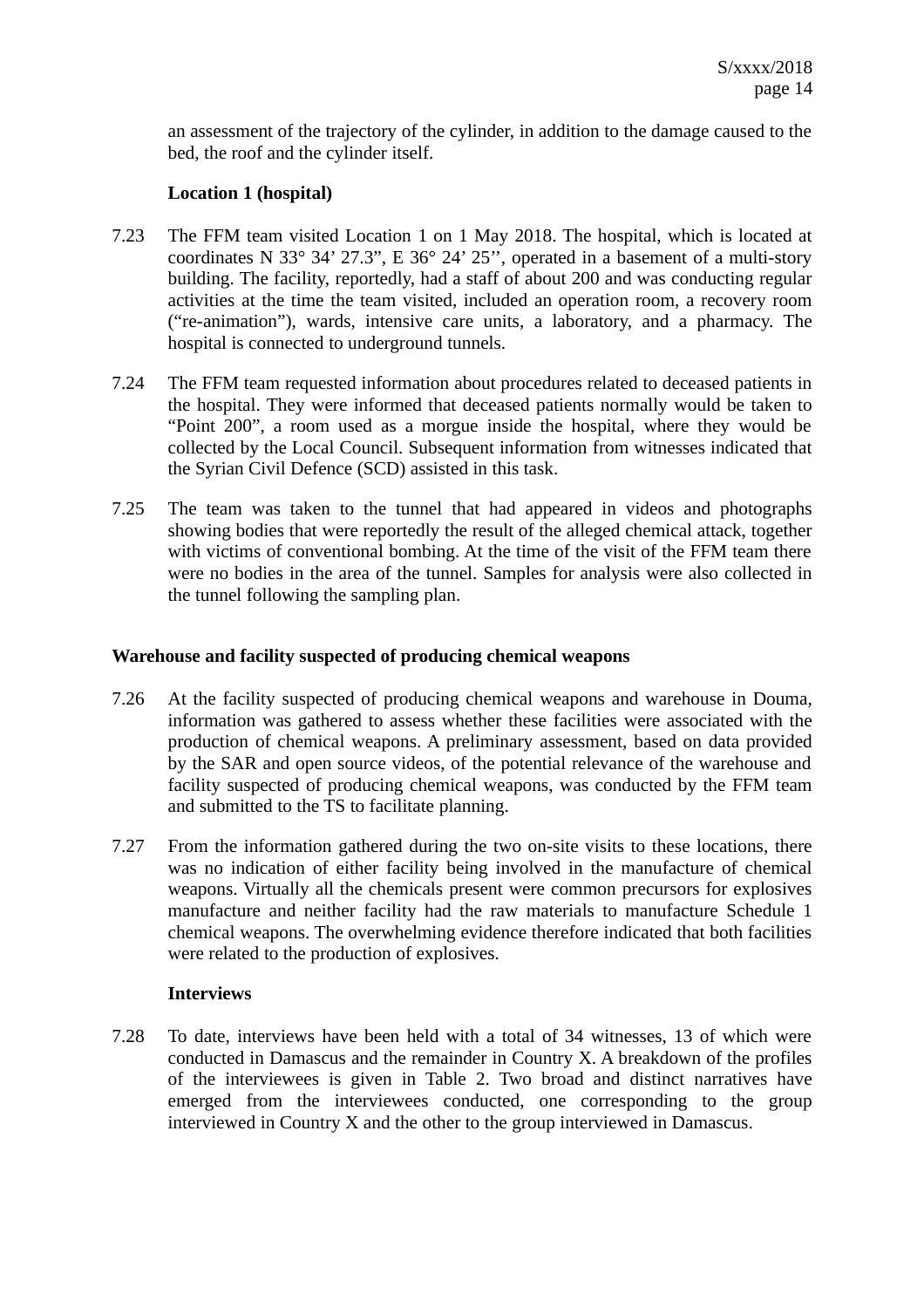an assessment of the trajectory of the cylinder, in addition to the damage caused to the bed, the roof and the cylinder itself.

**Location 1 (hospital)**

7.23 The FFM team visited Location 1 on 1 May 2018. The hospital, which is located at coordinates N 33° 34’ 27.3”, E 36° 24’ 25’’, operated in a basement of a multi-story building. The facility, reportedly, had a staff of about 200 and was conducting regular activities at the time the team visited, included an operation room, a recovery room (“re-animation”), wards, intensive care units, a laboratory, and a pharmacy. The hospital is connected to underground tunnels.

7.24 The FFM team requested information about procedures related to deceased patients in the hospital. They were informed that deceased patients normally would be taken to “Point 200”, a room used as a morgue inside the hospital, where they would be collected by the Local Council. Subsequent information from witnesses indicated that the Syrian Civil Defence (SCD) assisted in this task.

7.25 The team was taken to the tunnel that had appeared in videos and photographs showing bodies that were reportedly the result of the alleged chemical attack, together with victims of conventional bombing. At the time of the visit of the FFM team there were no bodies in the area of the tunnel. Samples for analysis were also collected in the tunnel following the sampling plan.

**Warehouse and facility suspected of producing chemical weapons**

7.26 At the facility suspected of producing chemical weapons and warehouse in Douma, information was gathered to assess whether these facilities were associated with the production of chemical weapons. A preliminary assessment, based on data provided by the SAR and open source videos, of the potential relevance of the warehouse and facility suspected of producing chemical weapons, was conducted by the FFM team and submitted to the TS to facilitate planning.

7.27 From the information gathered during the two on-site visits to these locations, there was no indication of either facility being involved in the manufacture of chemical weapons. Virtually all the chemicals present were common precursors for explosives manufacture and neither facility had the raw materials to manufacture Schedule 1 chemical weapons. The overwhelming evidence therefore indicated that both facilities were related to the production of explosives.

**Interviews**

7.28 To date, interviews have been held with a total of 34 witnesses, 13 of which were conducted in Damascus and the remainder in Country X. A breakdown of the profiles of the interviewees is given in Table 2. Two broad and distinct narratives have emerged from the interviewees conducted, one corresponding to the group interviewed in Country X and the other to the group interviewed in Damascus.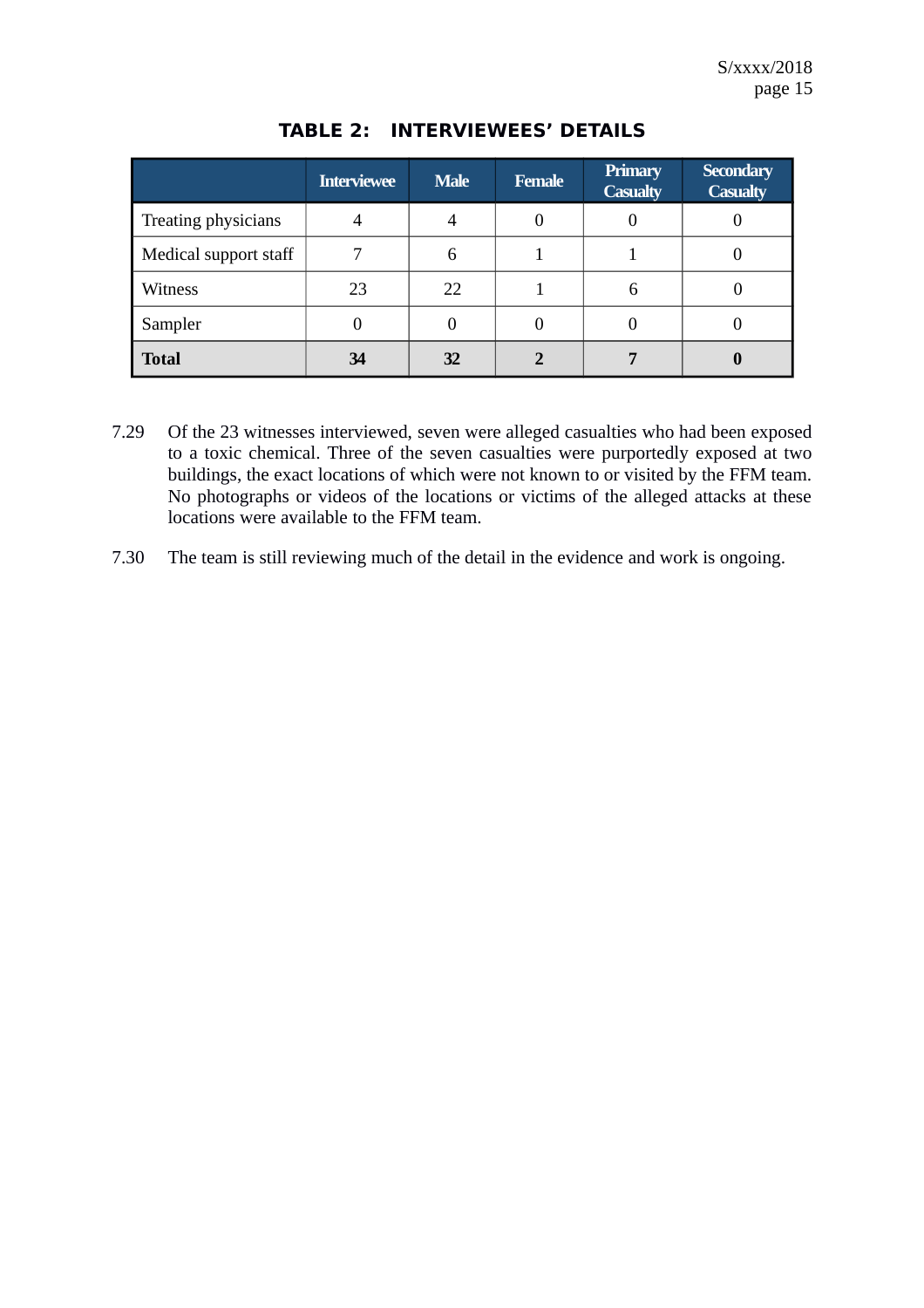## TABLE 2: INTERVIEWEES' DETAILS

| | Interviewee | Male | Female | Primary Casualty | Secondary Casualty |
|---|---|---|---|---|---|
| Treating physicians | 4 | 4 | 0 | 0 | 0 |
| Medical support staff | 7 | 6 | 1 | 1 | 0 |
| Witness | 23 | 22 | 1 | 6 | 0 |
| Sampler | 0 | 0 | 0 | 0 | 0 |
| **Total** | **34** | **32** | **2** | **7** | **0** |

7.29 Of the 23 witnesses interviewed, seven were alleged casualties who had been exposed to a toxic chemical. Three of the seven casualties were purportedly exposed at two buildings, the exact locations of which were not known to or visited by the FFM team. No photographs or videos of the locations or victims of the alleged attacks at these locations were available to the FFM team.

7.30 The team is still reviewing much of the detail in the evidence and work is ongoing.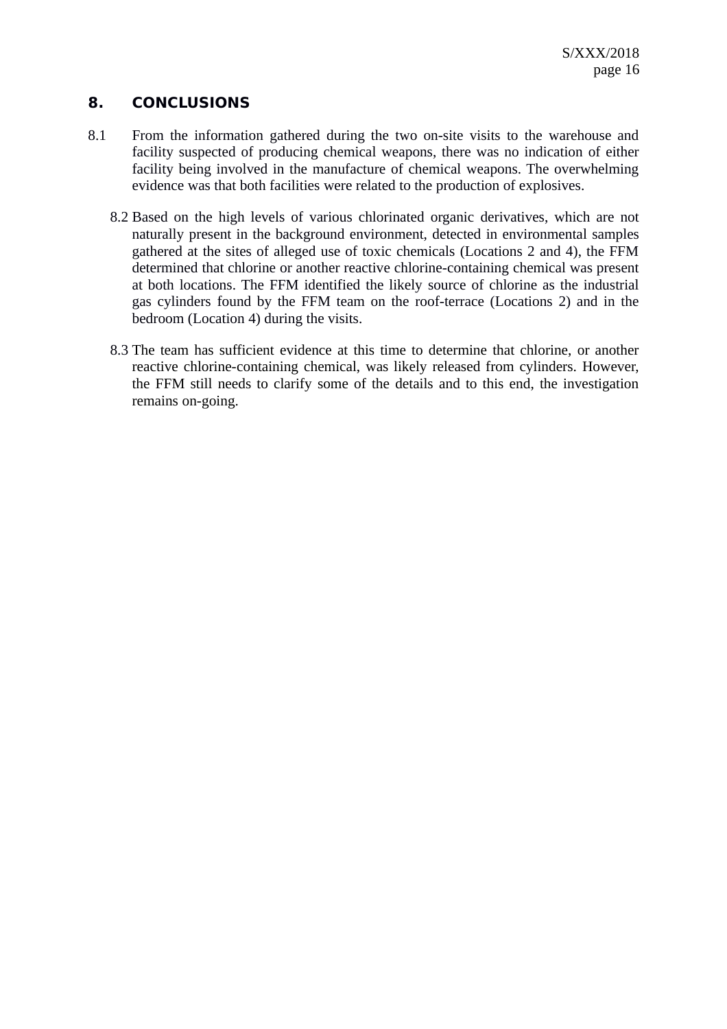## 8. CONCLUSIONS

8.1 From the information gathered during the two on-site visits to the warehouse and facility suspected of producing chemical weapons, there was no indication of either facility being involved in the manufacture of chemical weapons. The overwhelming evidence was that both facilities were related to the production of explosives.

8.2 Based on the high levels of various chlorinated organic derivatives, which are not naturally present in the background environment, detected in environmental samples gathered at the sites of alleged use of toxic chemicals (Locations 2 and 4), the FFM determined that chlorine or another reactive chlorine-containing chemical was present at both locations. The FFM identified the likely source of chlorine as the industrial gas cylinders found by the FFM team on the roof-terrace (Locations 2) and in the bedroom (Location 4) during the visits.

8.3 The team has sufficient evidence at this time to determine that chlorine, or another reactive chlorine-containing chemical, was likely released from cylinders. However, the FFM still needs to clarify some of the details and to this end, the investigation remains on-going.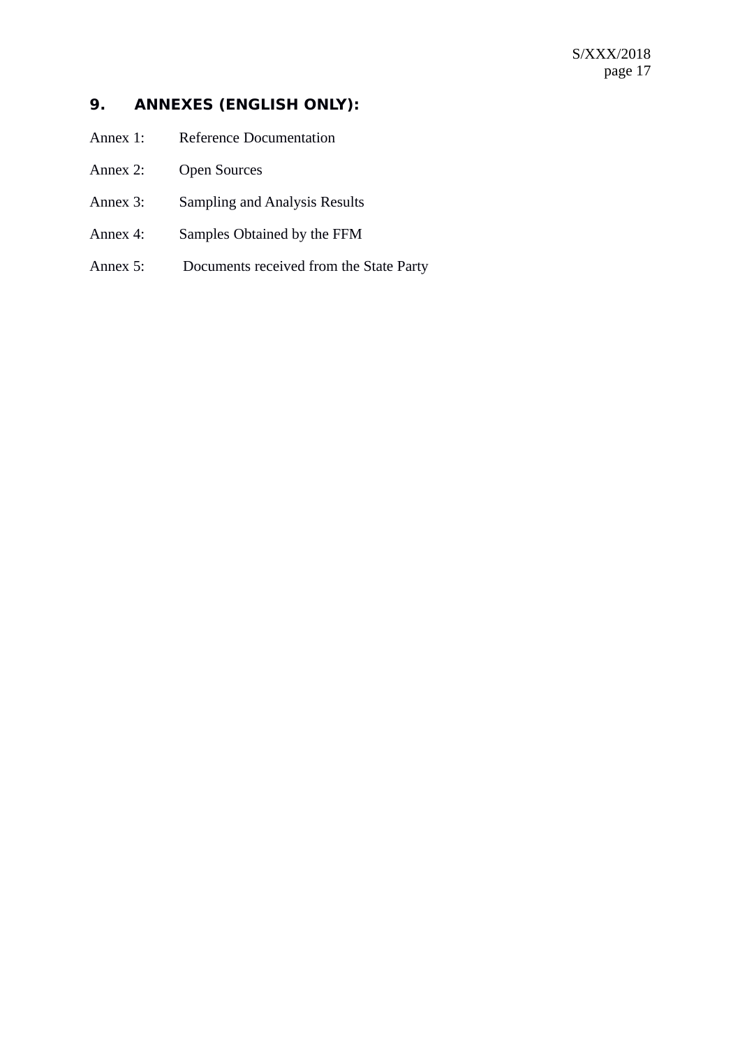## 9. ANNEXES (ENGLISH ONLY):

Annex 1: Reference Documentation

Annex 2: Open Sources

Annex 3: Sampling and Analysis Results

Annex 4: Samples Obtained by the FFM

Annex 5: Documents received from the State Party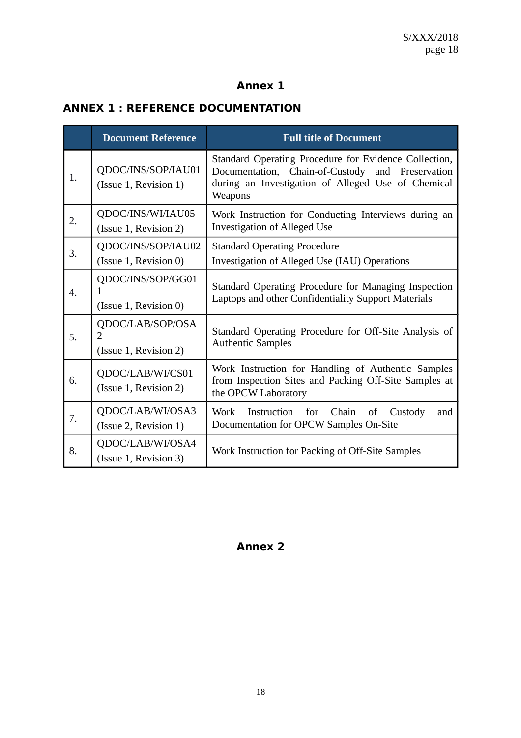# Annex 1

## ANNEX 1 : REFERENCE DOCUMENTATION

| | Document Reference | Full title of Document |
|---|---|---|
| 1. | QDOC/INS/SOP/IAU01 (Issue 1, Revision 1) | Standard Operating Procedure for Evidence Collection, Documentation, Chain-of-Custody and Preservation during an Investigation of Alleged Use of Chemical Weapons |
| 2. | QDOC/INS/WI/IAU05 (Issue 1, Revision 2) | Work Instruction for Conducting Interviews during an Investigation of Alleged Use |
| 3. | QDOC/INS/SOP/IAU02 (Issue 1, Revision 0) | Standard Operating Procedure Investigation of Alleged Use (IAU) Operations |
| 4. | QDOC/INS/SOP/GG01 1 (Issue 1, Revision 0) | Standard Operating Procedure for Managing Inspection Laptops and other Confidentiality Support Materials |
| 5. | QDOC/LAB/SOP/OSA 2 (Issue 1, Revision 2) | Standard Operating Procedure for Off-Site Analysis of Authentic Samples |
| 6. | QDOC/LAB/WI/CS01 (Issue 1, Revision 2) | Work Instruction for Handling of Authentic Samples from Inspection Sites and Packing Off-Site Samples at the OPCW Laboratory |
| 7. | QDOC/LAB/WI/OSA3 (Issue 2, Revision 1) | Work Instruction for Chain of Custody and Documentation for OPCW Samples On-Site |
| 8. | QDOC/LAB/WI/OSA4 (Issue 1, Revision 3) | Work Instruction for Packing of Off-Site Samples |

# Annex 2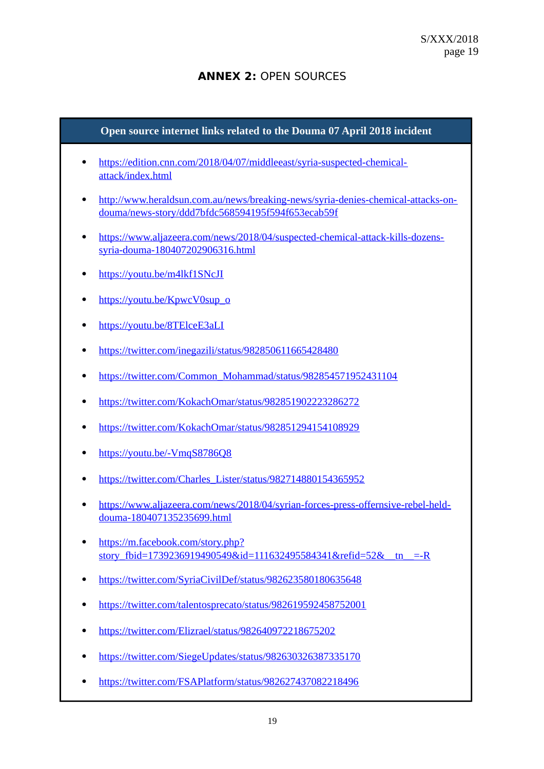## ANNEX 2: OPEN SOURCES

**Open source internet links related to the Douma 07 April 2018 incident**

- https://edition.cnn.com/2018/04/07/middleeast/syria-suspected-chemical-attack/index.html
- http://www.heraldsun.com.au/news/breaking-news/syria-denies-chemical-attacks-on-douma/news-story/ddd7bfdc568594195f594f653ecab59f
- https://www.aljazeera.com/news/2018/04/suspected-chemical-attack-kills-dozens-syria-douma-180407202906316.html
- https://youtu.be/m4lkf1SNcJI
- https://youtu.be/KpwcV0sup_o
- https://youtu.be/8TElceE3aLI
- https://twitter.com/inegazili/status/982850611665428480
- https://twitter.com/Common_Mohammad/status/982854571952431104
- https://twitter.com/KokachOmar/status/982851902223286272
- https://twitter.com/KokachOmar/status/982851294154108929
- https://youtu.be/-VmqS8786Q8
- https://twitter.com/Charles_Lister/status/982714880154365952
- https://www.aljazeera.com/news/2018/04/syrian-forces-press-offernsive-rebel-held-douma-180407135235699.html
- https://m.facebook.com/story.php?story_fbid=1739236919490549&id=111632495584341&refid=52&__tn__=-R
- https://twitter.com/SyriaCivilDef/status/982623580180635648
- https://twitter.com/talentosprecato/status/982619592458752001
- https://twitter.com/Elizrael/status/982640972218675202
- https://twitter.com/SiegeUpdates/status/982630326387335170
- https://twitter.com/FSAPlatform/status/982627437082218496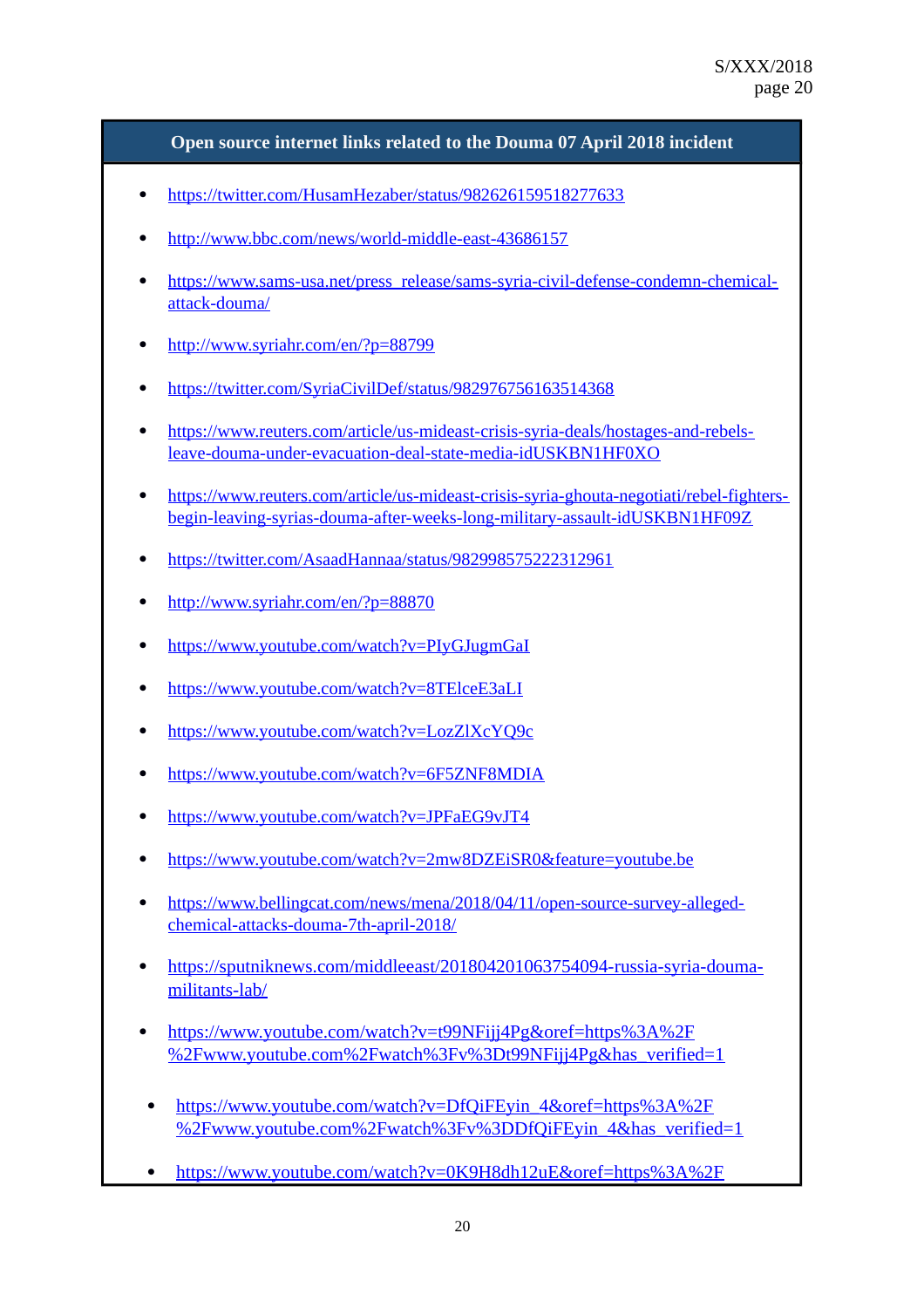**Open source internet links related to the Douma 07 April 2018 incident**

- https://twitter.com/HusamHezaber/status/982626159518277633
- http://www.bbc.com/news/world-middle-east-43686157
- https://www.sams-usa.net/press_release/sams-syria-civil-defense-condemn-chemical-attack-douma/
- http://www.syriahr.com/en/?p=88799
- https://twitter.com/SyriaCivilDef/status/982976756163514368
- https://www.reuters.com/article/us-mideast-crisis-syria-deals/hostages-and-rebels-leave-douma-under-evacuation-deal-state-media-idUSKBN1HF0XO
- https://www.reuters.com/article/us-mideast-crisis-syria-ghouta-negotiati/rebel-fighters-begin-leaving-syrias-douma-after-weeks-long-military-assault-idUSKBN1HF09Z
- https://twitter.com/AsaadHannaa/status/982998575222312961
- http://www.syriahr.com/en/?p=88870
- https://www.youtube.com/watch?v=PIyGJugmGaI
- https://www.youtube.com/watch?v=8TElceE3aLI
- https://www.youtube.com/watch?v=LozZlXcYQ9c
- https://www.youtube.com/watch?v=6F5ZNF8MDIA
- https://www.youtube.com/watch?v=JPFaEG9vJT4
- https://www.youtube.com/watch?v=2mw8DZEiSR0&feature=youtube.be
- https://www.bellingcat.com/news/mena/2018/04/11/open-source-survey-alleged-chemical-attacks-douma-7th-april-2018/
- https://sputniknews.com/middleeast/201804201063754094-russia-syria-douma-militants-lab/
- https://www.youtube.com/watch?v=t99NFijj4Pg&oref=https%3A%2F%2Fwww.youtube.com%2Fwatch%3Fv%3Dt99NFijj4Pg&has_verified=1
- https://www.youtube.com/watch?v=DfQiFEyin_4&oref=https%3A%2F%2Fwww.youtube.com%2Fwatch%3Fv%3DDfQiFEyin_4&has_verified=1
- https://www.youtube.com/watch?v=0K9H8dh12uE&oref=https%3A%2F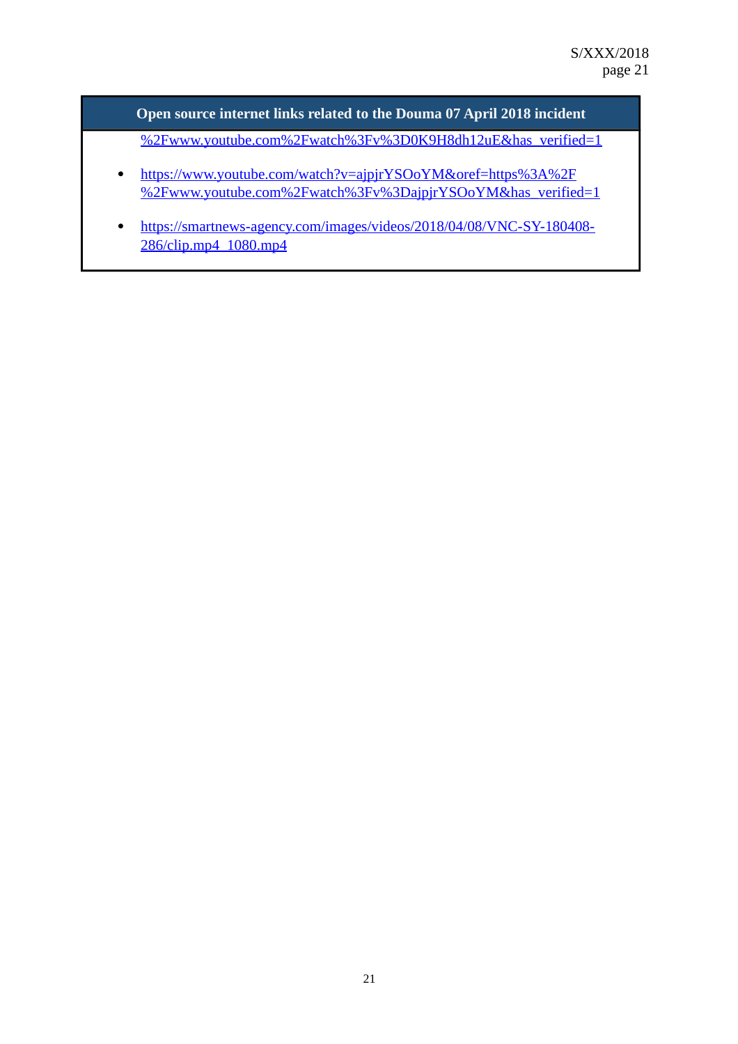| Open source internet links related to the Douma 07 April 2018 incident |
|---|
| %2Fwww.youtube.com%2Fwatch%3Fv%3D0K9H8dh12uE&has_verified=1<br><br>• https://www.youtube.com/watch?v=ajpjrYSOoYM&oref=https%3A%2F%2Fwww.youtube.com%2Fwatch%3Fv%3DajpjrYSOoYM&has_verified=1<br><br>• https://smartnews-agency.com/images/videos/2018/04/08/VNC-SY-180408-286/clip.mp4_1080.mp4 |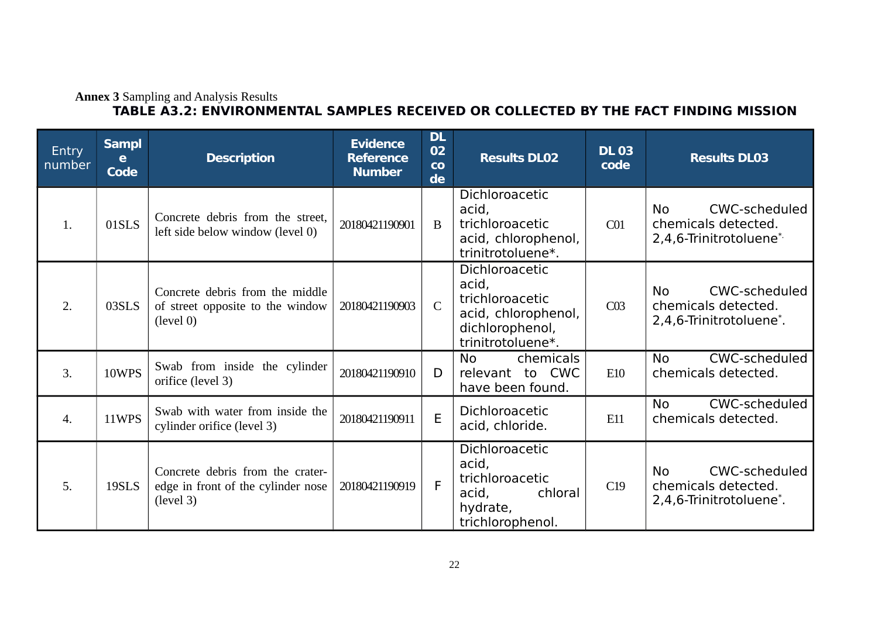**Annex 3** Sampling and Analysis Results

**TABLE A3.2: ENVIRONMENTAL SAMPLES RECEIVED OR COLLECTED BY THE FACT FINDING MISSION**

| Entry number | Sample Code | Description | Evidence Reference Number | DL 02 code | Results DL02 | DL 03 code | Results DL03 |
|---|---|---|---|---|---|---|---|
| 1. | 01SLS | Concrete debris from the street, left side below window (level 0) | 20180421190901 | B | Dichloroacetic acid, trichloroacetic acid, chlorophenol, trinitrotoluene*. | C01 | No CWC-scheduled chemicals detected. 2,4,6-Trinitrotoluene*. |
| 2. | 03SLS | Concrete debris from the middle of street opposite to the window (level 0) | 20180421190903 | C | Dichloroacetic acid, trichloroacetic acid, chlorophenol, dichlorophenol, trinitrotoluene*. | C03 | No CWC-scheduled chemicals detected. 2,4,6-Trinitrotoluene*. |
| 3. | 10WPS | Swab from inside the cylinder orifice (level 3) | 20180421190910 | D | No chemicals relevant to CWC have been found. | E10 | No CWC-scheduled chemicals detected. |
| 4. | 11WPS | Swab with water from inside the cylinder orifice (level 3) | 20180421190911 | E | Dichloroacetic acid, chloride. | E11 | No CWC-scheduled chemicals detected. |
| 5. | 19SLS | Concrete debris from the crater-edge in front of the cylinder nose (level 3) | 20180421190919 | F | Dichloroacetic acid, trichloroacetic acid, chloral hydrate, trichlorophenol. | C19 | No CWC-scheduled chemicals detected. 2,4,6-Trinitrotoluene*. |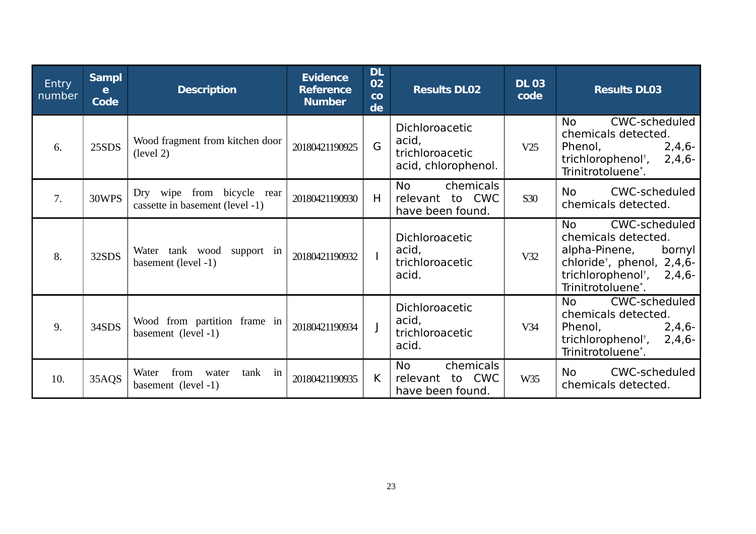| Entry number | Sample Code | Description | Evidence Reference Number | DL 02 code | Results DL02 | DL 03 code | Results DL03 |
|---|---|---|---|---|---|---|---|
| 6. | 25SDS | Wood fragment from kitchen door (level 2) | 20180421190925 | G | Dichloroacetic acid, trichloroacetic acid, chlorophenol. | V25 | No CWC-scheduled chemicals detected. Phenol, 2,4,6-trichlorophenol†, 2,4,6-Trinitrotoluene*. |
| 7. | 30WPS | Dry wipe from bicycle rear cassette in basement (level -1) | 20180421190930 | H | No chemicals relevant to CWC have been found. | S30 | No CWC-scheduled chemicals detected. |
| 8. | 32SDS | Water tank wood support in basement (level -1) | 20180421190932 | I | Dichloroacetic acid, trichloroacetic acid. | V32 | No CWC-scheduled chemicals detected. alpha-Pinene, bornyl chloride†, phenol, 2,4,6-trichlorophenol†, 2,4,6-Trinitrotoluene*. |
| 9. | 34SDS | Wood from partition frame in basement (level -1) | 20180421190934 | J | Dichloroacetic acid, trichloroacetic acid. | V34 | No CWC-scheduled chemicals detected. Phenol, 2,4,6-trichlorophenol†, 2,4,6-Trinitrotoluene*. |
| 10. | 35AQS | Water from water tank in basement (level -1) | 20180421190935 | K | No chemicals relevant to CWC have been found. | W35 | No CWC-scheduled chemicals detected. |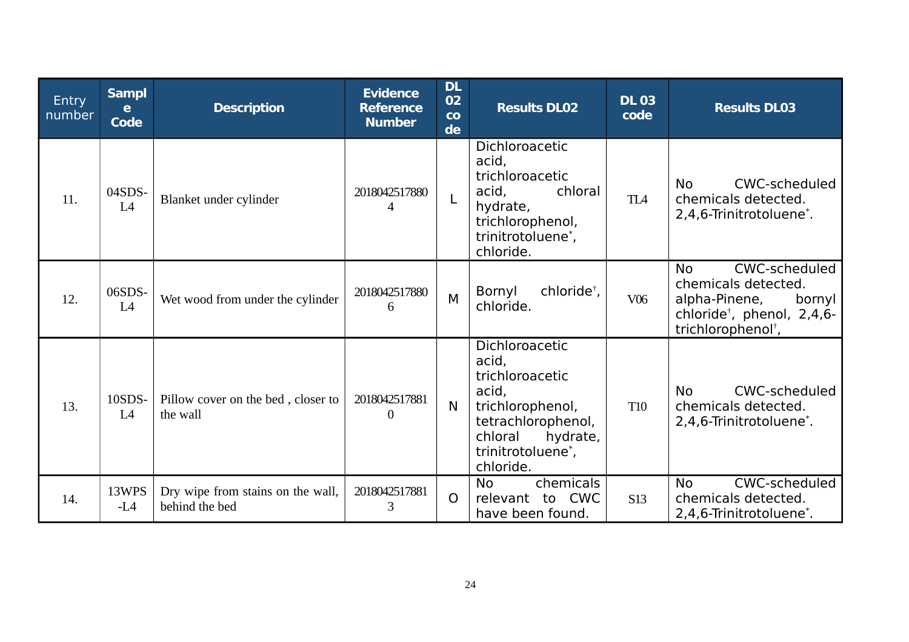| Entry number | Sample Code | Description | Evidence Reference Number | DL 02 code | Results DL02 | DL 03 code | Results DL03 |
|---|---|---|---|---|---|---|---|
| 11. | 04SDS-L4 | Blanket under cylinder | 20180425178804 | L | Dichloroacetic acid, trichloroacetic acid, chloral hydrate, trichlorophenol, trinitrotoluene*, chloride. | TL4 | No CWC-scheduled chemicals detected. 2,4,6-Trinitrotoluene*. |
| 12. | 06SDS-L4 | Wet wood from under the cylinder | 20180425178806 | M | Bornyl chloride†, chloride. | V06 | No CWC-scheduled chemicals detected. alpha-Pinene, bornyl chloride†, phenol, 2,4,6-trichlorophenol†, |
| 13. | 10SDS-L4 | Pillow cover on the bed , closer to the wall | 20180425178810 | N | Dichloroacetic acid, trichloroacetic acid, trichlorophenol, tetrachlorophenol, chloral hydrate, trinitrotoluene*, chloride. | T10 | No CWC-scheduled chemicals detected. 2,4,6-Trinitrotoluene*. |
| 14. | 13WPS-L4 | Dry wipe from stains on the wall, behind the bed | 20180425178813 | O | No chemicals relevant to CWC have been found. | S13 | No CWC-scheduled chemicals detected. 2,4,6-Trinitrotoluene*. |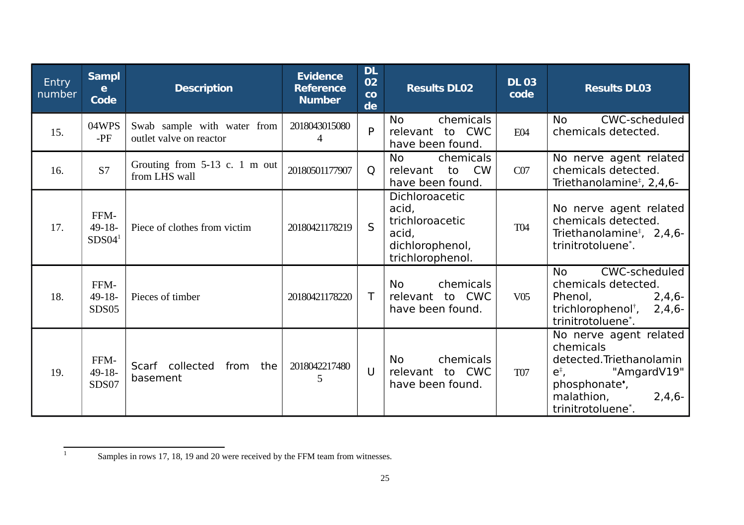| Entry number | Sample Code | Description | Evidence Reference Number | DL 02 code | Results DL02 | DL 03 code | Results DL03 |
|---|---|---|---|---|---|---|---|
| 15. | 04WPS-PF | Swab sample with water from outlet valve on reactor | 20180430150804 | P | No chemicals relevant to CWC have been found. | E04 | No CWC-scheduled chemicals detected. |
| 16. | S7 | Grouting from 5-13 c. 1 m out from LHS wall | 20180501177907 | Q | No chemicals relevant to CW have been found. | C07 | No nerve agent related chemicals detected. Triethanolamine‡, 2,4,6- |
| 17. | FFM-49-18-SDS04[1] | Piece of clothes from victim | 20180421178219 | S | Dichloroacetic acid, trichloroacetic acid, dichlorophenol, trichlorophenol. | T04 | No nerve agent related chemicals detected. Triethanolamine‡, 2,4,6-trinitrotoluene*. |
| 18. | FFM-49-18-SDS05 | Pieces of timber | 20180421178220 | T | No chemicals relevant to CWC have been found. | V05 | No CWC-scheduled chemicals detected. Phenol, 2,4,6-trichlorophenol†, 2,4,6-trinitrotoluene*. |
| 19. | FFM-49-18-SDS07 | Scarf collected from the basement | 20180422174805 | U | No chemicals relevant to CWC have been found. | T07 | No nerve agent related chemicals detected.Triethanolamine‡, "AmgardV19" phosphonate•, malathion, 2,4,6-trinitrotoluene*. |

[1] Samples in rows 17, 18, 19 and 20 were received by the FFM team from witnesses.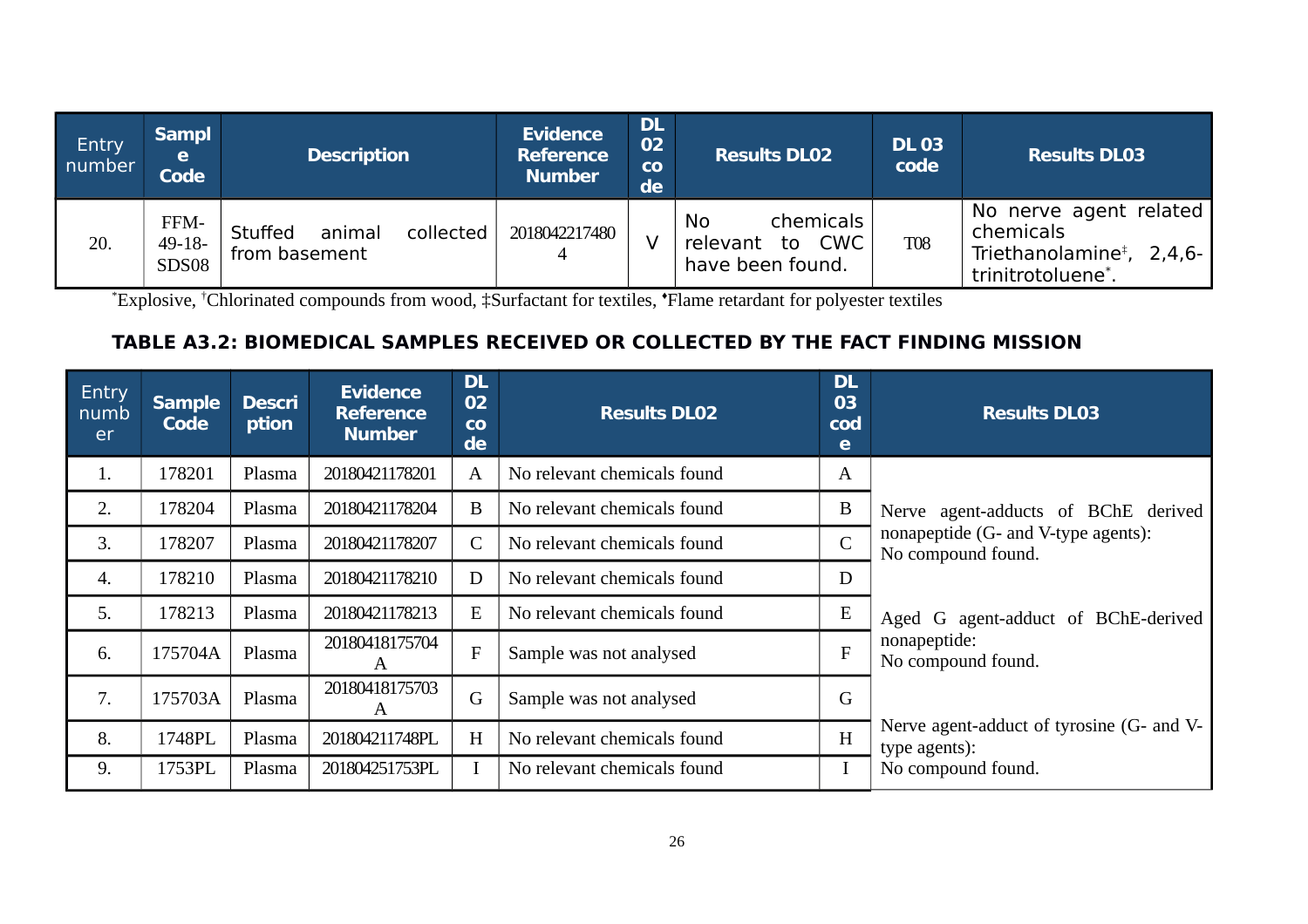| Entry number | Sample Code | Description | Evidence Reference Number | DL 02 code | Results DL02 | DL 03 code | Results DL03 |
|---|---|---|---|---|---|---|---|
| 20. | FFM-49-18-SDS08 | Stuffed animal collected from basement | 20180422174804 | V | No chemicals relevant to CWC have been found. | T08 | No nerve agent related chemicals Triethanolamine‡, 2,4,6-trinitrotoluene*. |

*Explosive, †Chlorinated compounds from wood, ‡Surfactant for textiles, •Flame retardant for polyester textiles

**TABLE A3.2: BIOMEDICAL SAMPLES RECEIVED OR COLLECTED BY THE FACT FINDING MISSION**

| Entry number | Sample Code | Description | Evidence Reference Number | DL 02 code | Results DL02 | DL 03 code | Results DL03 |
|---|---|---|---|---|---|---|---|
| 1. | 178201 | Plasma | 20180421178201 | A | No relevant chemicals found | A | Nerve agent-adducts of BChE derived nonapeptide (G- and V-type agents): No compound found. Aged G agent-adduct of BChE-derived nonapeptide: No compound found. Nerve agent-adduct of tyrosine (G- and V-type agents): No compound found. |
| 2. | 178204 | Plasma | 20180421178204 | B | No relevant chemicals found | B | |
| 3. | 178207 | Plasma | 20180421178207 | C | No relevant chemicals found | C | |
| 4. | 178210 | Plasma | 20180421178210 | D | No relevant chemicals found | D | |
| 5. | 178213 | Plasma | 20180421178213 | E | No relevant chemicals found | E | |
| 6. | 175704A | Plasma | 20180418175704A | F | Sample was not analysed | F | |
| 7. | 175703A | Plasma | 20180418175703A | G | Sample was not analysed | G | |
| 8. | 1748PL | Plasma | 201804211748PL | H | No relevant chemicals found | H | |
| 9. | 1753PL | Plasma | 201804251753PL | I | No relevant chemicals found | I | |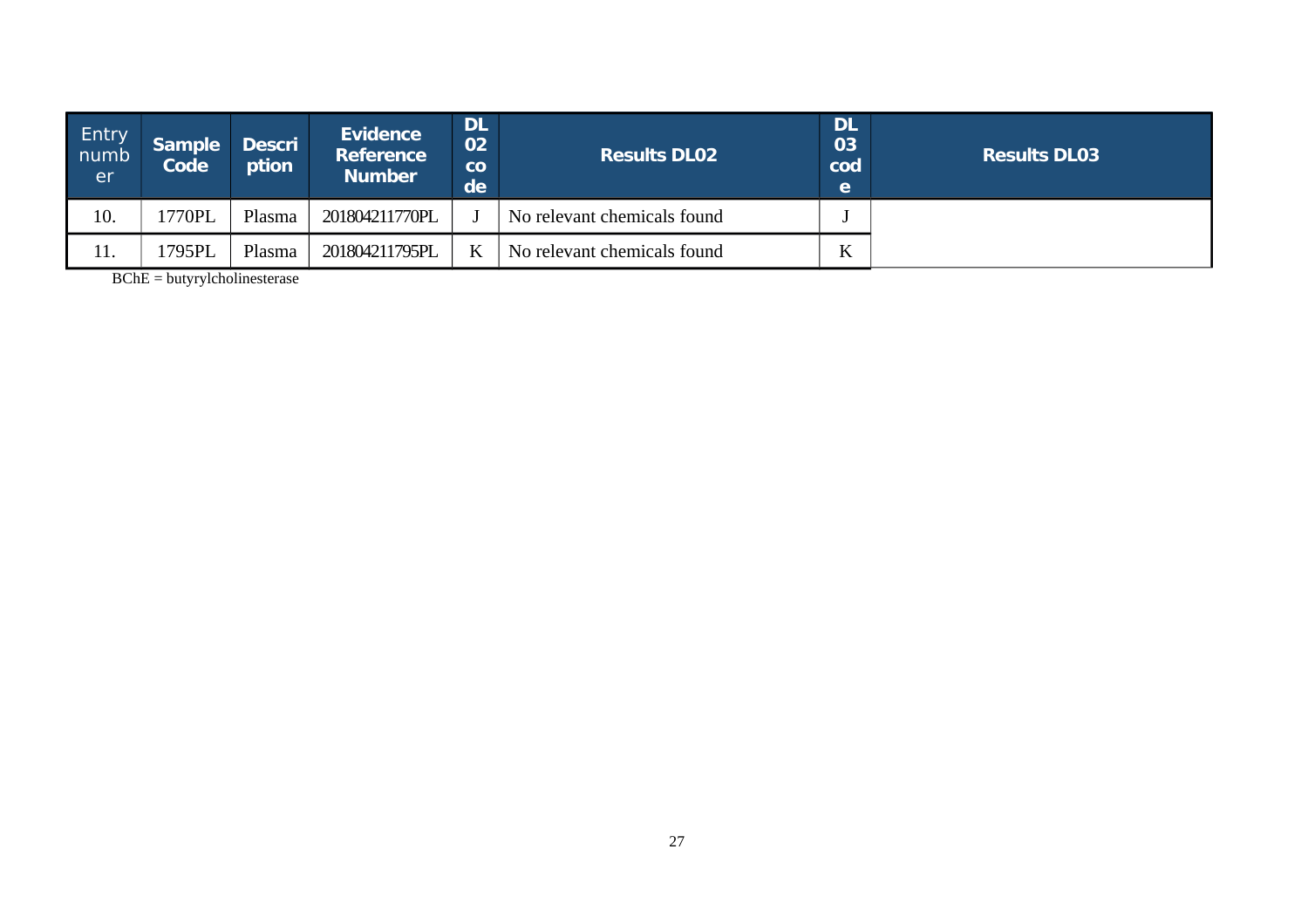| Entry number | Sample Code | Description | Evidence Reference Number | DL 02 code | Results DL02 | DL 03 code | Results DL03 |
|---|---|---|---|---|---|---|---|
| 10. | 1770PL | Plasma | 201804211770PL | J | No relevant chemicals found | J | |
| 11. | 1795PL | Plasma | 201804211795PL | K | No relevant chemicals found | K | |

BChE = butyrylcholinesterase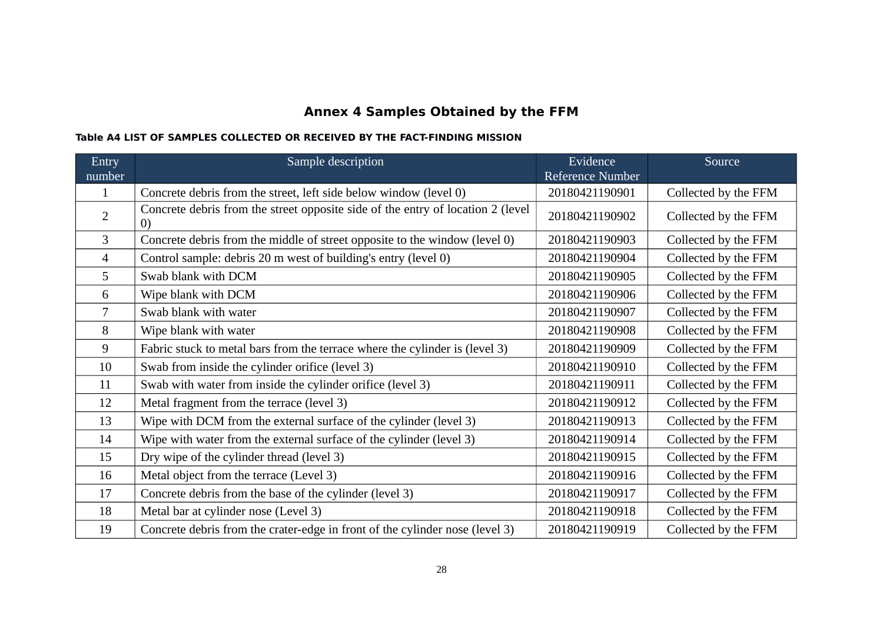# Annex 4 Samples Obtained by the FFM

**Table A4 LIST OF SAMPLES COLLECTED OR RECEIVED BY THE FACT-FINDING MISSION**

| Entry number | Sample description | Evidence Reference Number | Source |
|---|---|---|---|
| 1 | Concrete debris from the street, left side below window (level 0) | 20180421190901 | Collected by the FFM |
| 2 | Concrete debris from the street opposite side of the entry of location 2 (level 0) | 20180421190902 | Collected by the FFM |
| 3 | Concrete debris from the middle of street opposite to the window (level 0) | 20180421190903 | Collected by the FFM |
| 4 | Control sample: debris 20 m west of building's entry (level 0) | 20180421190904 | Collected by the FFM |
| 5 | Swab blank with DCM | 20180421190905 | Collected by the FFM |
| 6 | Wipe blank with DCM | 20180421190906 | Collected by the FFM |
| 7 | Swab blank with water | 20180421190907 | Collected by the FFM |
| 8 | Wipe blank with water | 20180421190908 | Collected by the FFM |
| 9 | Fabric stuck to metal bars from the terrace where the cylinder is (level 3) | 20180421190909 | Collected by the FFM |
| 10 | Swab from inside the cylinder orifice (level 3) | 20180421190910 | Collected by the FFM |
| 11 | Swab with water from inside the cylinder orifice (level 3) | 20180421190911 | Collected by the FFM |
| 12 | Metal fragment from the terrace (level 3) | 20180421190912 | Collected by the FFM |
| 13 | Wipe with DCM from the external surface of the cylinder (level 3) | 20180421190913 | Collected by the FFM |
| 14 | Wipe with water from the external surface of the cylinder (level 3) | 20180421190914 | Collected by the FFM |
| 15 | Dry wipe of the cylinder thread (level 3) | 20180421190915 | Collected by the FFM |
| 16 | Metal object from the terrace (Level 3) | 20180421190916 | Collected by the FFM |
| 17 | Concrete debris from the base of the cylinder (level 3) | 20180421190917 | Collected by the FFM |
| 18 | Metal bar at cylinder nose (Level 3) | 20180421190918 | Collected by the FFM |
| 19 | Concrete debris from the crater-edge in front of the cylinder nose (level 3) | 20180421190919 | Collected by the FFM |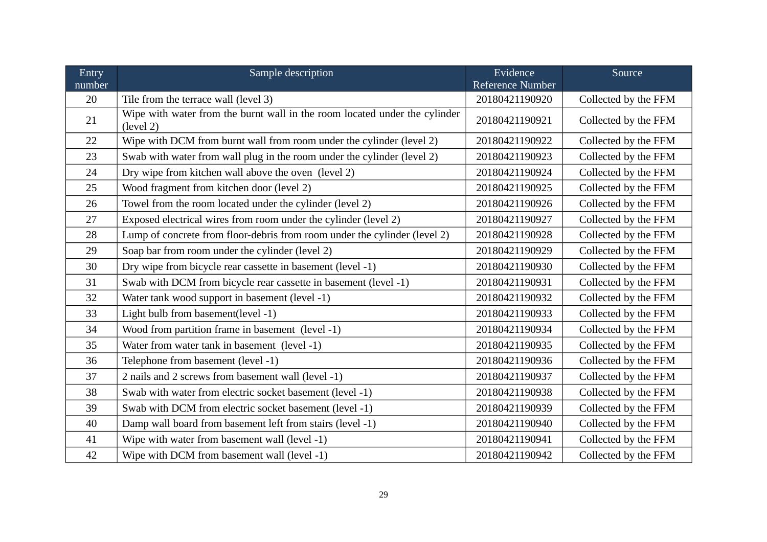| Entry number | Sample description | Evidence Reference Number | Source |
|---|---|---|---|
| 20 | Tile from the terrace wall (level 3) | 20180421190920 | Collected by the FFM |
| 21 | Wipe with water from the burnt wall in the room located under the cylinder (level 2) | 20180421190921 | Collected by the FFM |
| 22 | Wipe with DCM from burnt wall from room under the cylinder (level 2) | 20180421190922 | Collected by the FFM |
| 23 | Swab with water from wall plug in the room under the cylinder (level 2) | 20180421190923 | Collected by the FFM |
| 24 | Dry wipe from kitchen wall above the oven (level 2) | 20180421190924 | Collected by the FFM |
| 25 | Wood fragment from kitchen door (level 2) | 20180421190925 | Collected by the FFM |
| 26 | Towel from the room located under the cylinder (level 2) | 20180421190926 | Collected by the FFM |
| 27 | Exposed electrical wires from room under the cylinder (level 2) | 20180421190927 | Collected by the FFM |
| 28 | Lump of concrete from floor-debris from room under the cylinder (level 2) | 20180421190928 | Collected by the FFM |
| 29 | Soap bar from room under the cylinder (level 2) | 20180421190929 | Collected by the FFM |
| 30 | Dry wipe from bicycle rear cassette in basement (level -1) | 20180421190930 | Collected by the FFM |
| 31 | Swab with DCM from bicycle rear cassette in basement (level -1) | 20180421190931 | Collected by the FFM |
| 32 | Water tank wood support in basement (level -1) | 20180421190932 | Collected by the FFM |
| 33 | Light bulb from basement(level -1) | 20180421190933 | Collected by the FFM |
| 34 | Wood from partition frame in basement (level -1) | 20180421190934 | Collected by the FFM |
| 35 | Water from water tank in basement (level -1) | 20180421190935 | Collected by the FFM |
| 36 | Telephone from basement (level -1) | 20180421190936 | Collected by the FFM |
| 37 | 2 nails and 2 screws from basement wall (level -1) | 20180421190937 | Collected by the FFM |
| 38 | Swab with water from electric socket basement (level -1) | 20180421190938 | Collected by the FFM |
| 39 | Swab with DCM from electric socket basement (level -1) | 20180421190939 | Collected by the FFM |
| 40 | Damp wall board from basement left from stairs (level -1) | 20180421190940 | Collected by the FFM |
| 41 | Wipe with water from basement wall (level -1) | 20180421190941 | Collected by the FFM |
| 42 | Wipe with DCM from basement wall (level -1) | 20180421190942 | Collected by the FFM |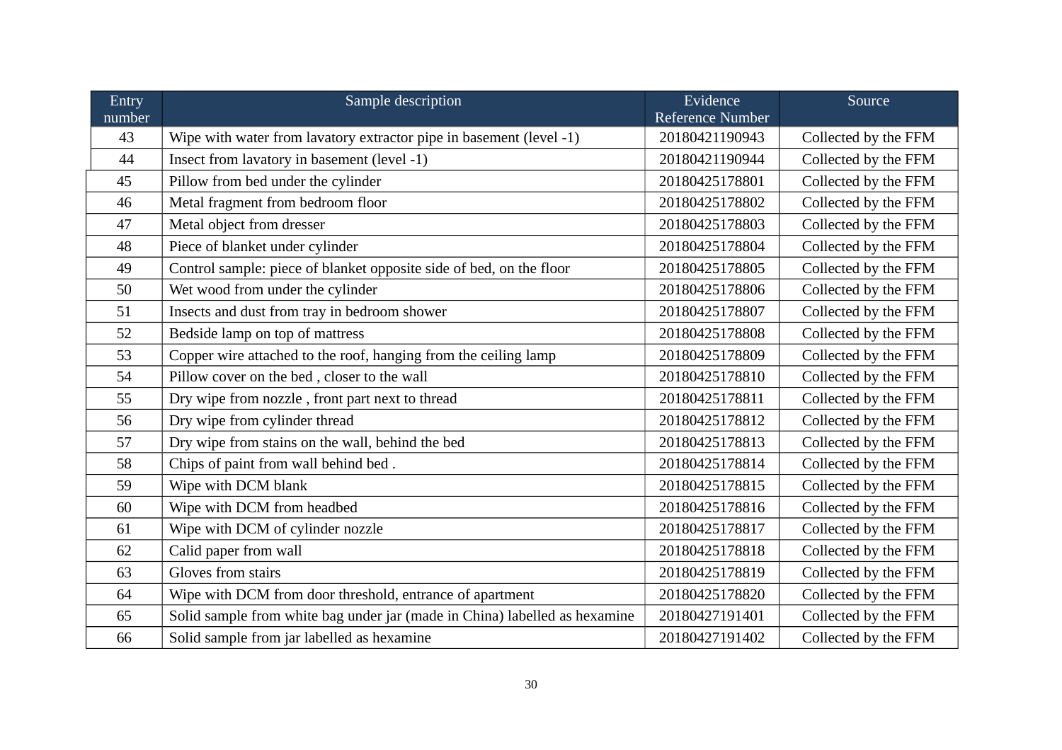| Entry number | Sample description | Evidence Reference Number | Source |
|---|---|---|---|
| 43 | Wipe with water from lavatory extractor pipe in basement (level -1) | 20180421190943 | Collected by the FFM |
| 44 | Insect from lavatory in basement (level -1) | 20180421190944 | Collected by the FFM |
| 45 | Pillow from bed under the cylinder | 20180425178801 | Collected by the FFM |
| 46 | Metal fragment from bedroom floor | 20180425178802 | Collected by the FFM |
| 47 | Metal object from dresser | 20180425178803 | Collected by the FFM |
| 48 | Piece of blanket under cylinder | 20180425178804 | Collected by the FFM |
| 49 | Control sample: piece of blanket opposite side of bed, on the floor | 20180425178805 | Collected by the FFM |
| 50 | Wet wood from under the cylinder | 20180425178806 | Collected by the FFM |
| 51 | Insects and dust from tray in bedroom shower | 20180425178807 | Collected by the FFM |
| 52 | Bedside lamp on top of mattress | 20180425178808 | Collected by the FFM |
| 53 | Copper wire attached to the roof, hanging from the ceiling lamp | 20180425178809 | Collected by the FFM |
| 54 | Pillow cover on the bed , closer to the wall | 20180425178810 | Collected by the FFM |
| 55 | Dry wipe from nozzle , front part next to thread | 20180425178811 | Collected by the FFM |
| 56 | Dry wipe from cylinder thread | 20180425178812 | Collected by the FFM |
| 57 | Dry wipe from stains on the wall, behind the bed | 20180425178813 | Collected by the FFM |
| 58 | Chips of paint from wall behind bed . | 20180425178814 | Collected by the FFM |
| 59 | Wipe with DCM blank | 20180425178815 | Collected by the FFM |
| 60 | Wipe with DCM from headbed | 20180425178816 | Collected by the FFM |
| 61 | Wipe with DCM of cylinder nozzle | 20180425178817 | Collected by the FFM |
| 62 | Calid paper from wall | 20180425178818 | Collected by the FFM |
| 63 | Gloves from stairs | 20180425178819 | Collected by the FFM |
| 64 | Wipe with DCM from door threshold, entrance of apartment | 20180425178820 | Collected by the FFM |
| 65 | Solid sample from white bag under jar (made in China) labelled as hexamine | 20180427191401 | Collected by the FFM |
| 66 | Solid sample from jar labelled as hexamine | 20180427191402 | Collected by the FFM |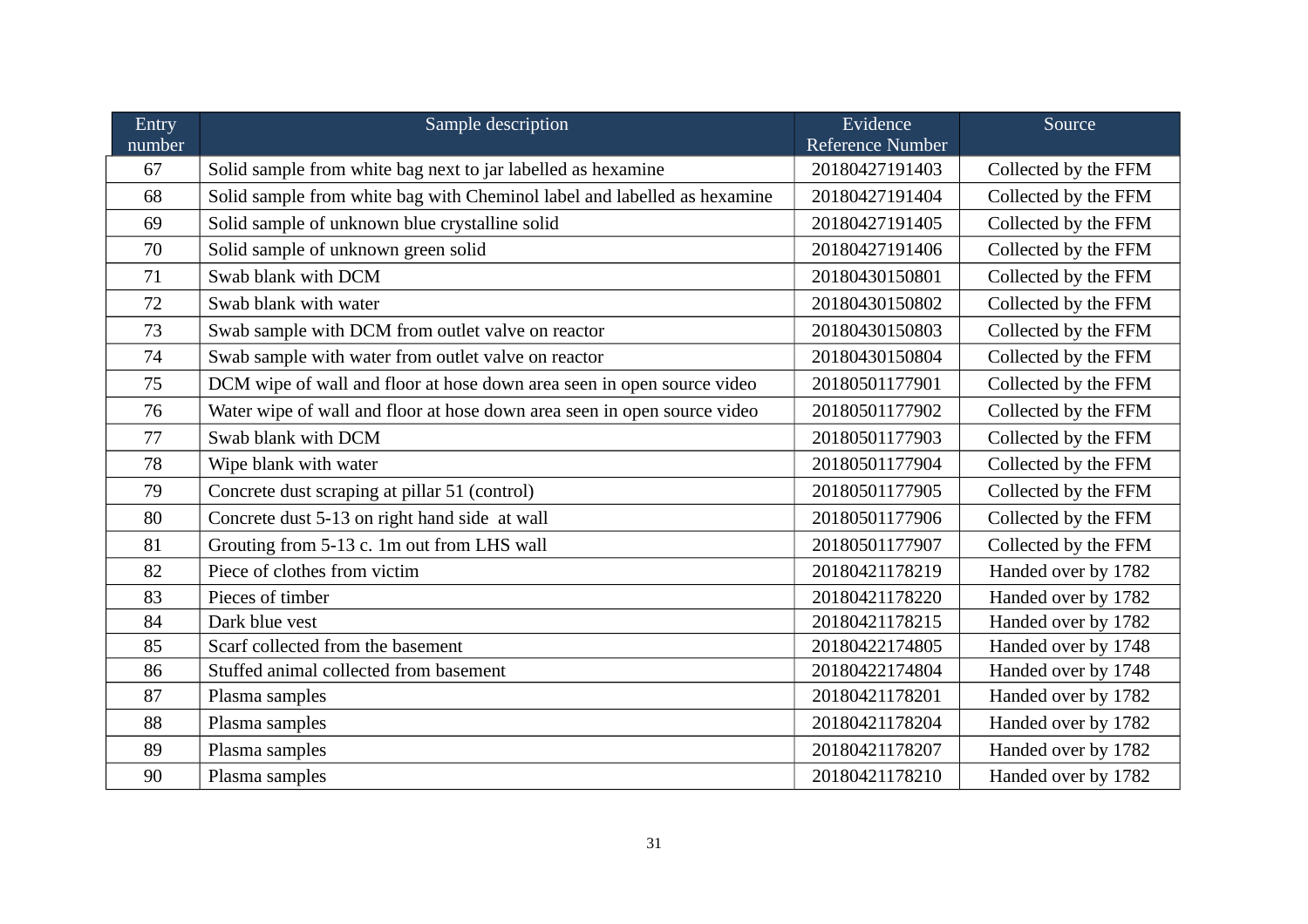| Entry number | Sample description | Evidence Reference Number | Source |
|---|---|---|---|
| 67 | Solid sample from white bag next to jar labelled as hexamine | 20180427191403 | Collected by the FFM |
| 68 | Solid sample from white bag with Cheminol label and labelled as hexamine | 20180427191404 | Collected by the FFM |
| 69 | Solid sample of unknown blue crystalline solid | 20180427191405 | Collected by the FFM |
| 70 | Solid sample of unknown green solid | 20180427191406 | Collected by the FFM |
| 71 | Swab blank with DCM | 20180430150801 | Collected by the FFM |
| 72 | Swab blank with water | 20180430150802 | Collected by the FFM |
| 73 | Swab sample with DCM from outlet valve on reactor | 20180430150803 | Collected by the FFM |
| 74 | Swab sample with water from outlet valve on reactor | 20180430150804 | Collected by the FFM |
| 75 | DCM wipe of wall and floor at hose down area seen in open source video | 20180501177901 | Collected by the FFM |
| 76 | Water wipe of wall and floor at hose down area seen in open source video | 20180501177902 | Collected by the FFM |
| 77 | Swab blank with DCM | 20180501177903 | Collected by the FFM |
| 78 | Wipe blank with water | 20180501177904 | Collected by the FFM |
| 79 | Concrete dust scraping at pillar 51 (control) | 20180501177905 | Collected by the FFM |
| 80 | Concrete dust 5-13 on right hand side at wall | 20180501177906 | Collected by the FFM |
| 81 | Grouting from 5-13 c. 1m out from LHS wall | 20180501177907 | Collected by the FFM |
| 82 | Piece of clothes from victim | 20180421178219 | Handed over by 1782 |
| 83 | Pieces of timber | 20180421178220 | Handed over by 1782 |
| 84 | Dark blue vest | 20180421178215 | Handed over by 1782 |
| 85 | Scarf collected from the basement | 20180422174805 | Handed over by 1748 |
| 86 | Stuffed animal collected from basement | 20180422174804 | Handed over by 1748 |
| 87 | Plasma samples | 20180421178201 | Handed over by 1782 |
| 88 | Plasma samples | 20180421178204 | Handed over by 1782 |
| 89 | Plasma samples | 20180421178207 | Handed over by 1782 |
| 90 | Plasma samples | 20180421178210 | Handed over by 1782 |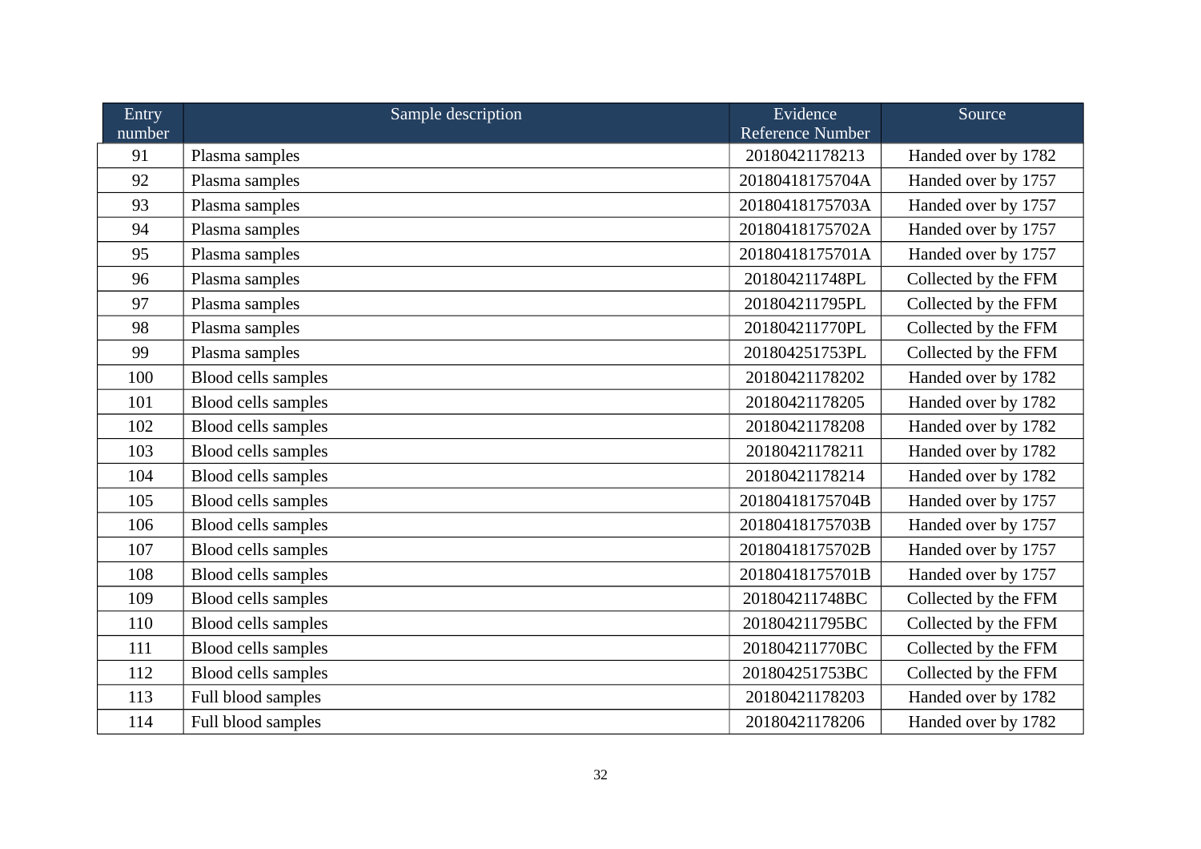| Entry number | Sample description | Evidence Reference Number | Source |
|---|---|---|---|
| 91 | Plasma samples | 20180421178213 | Handed over by 1782 |
| 92 | Plasma samples | 20180418175704A | Handed over by 1757 |
| 93 | Plasma samples | 20180418175703A | Handed over by 1757 |
| 94 | Plasma samples | 20180418175702A | Handed over by 1757 |
| 95 | Plasma samples | 20180418175701A | Handed over by 1757 |
| 96 | Plasma samples | 201804211748PL | Collected by the FFM |
| 97 | Plasma samples | 201804211795PL | Collected by the FFM |
| 98 | Plasma samples | 201804211770PL | Collected by the FFM |
| 99 | Plasma samples | 201804251753PL | Collected by the FFM |
| 100 | Blood cells samples | 20180421178202 | Handed over by 1782 |
| 101 | Blood cells samples | 20180421178205 | Handed over by 1782 |
| 102 | Blood cells samples | 20180421178208 | Handed over by 1782 |
| 103 | Blood cells samples | 20180421178211 | Handed over by 1782 |
| 104 | Blood cells samples | 20180421178214 | Handed over by 1782 |
| 105 | Blood cells samples | 20180418175704B | Handed over by 1757 |
| 106 | Blood cells samples | 20180418175703B | Handed over by 1757 |
| 107 | Blood cells samples | 20180418175702B | Handed over by 1757 |
| 108 | Blood cells samples | 20180418175701B | Handed over by 1757 |
| 109 | Blood cells samples | 201804211748BC | Collected by the FFM |
| 110 | Blood cells samples | 201804211795BC | Collected by the FFM |
| 111 | Blood cells samples | 201804211770BC | Collected by the FFM |
| 112 | Blood cells samples | 201804251753BC | Collected by the FFM |
| 113 | Full blood samples | 20180421178203 | Handed over by 1782 |
| 114 | Full blood samples | 20180421178206 | Handed over by 1782 |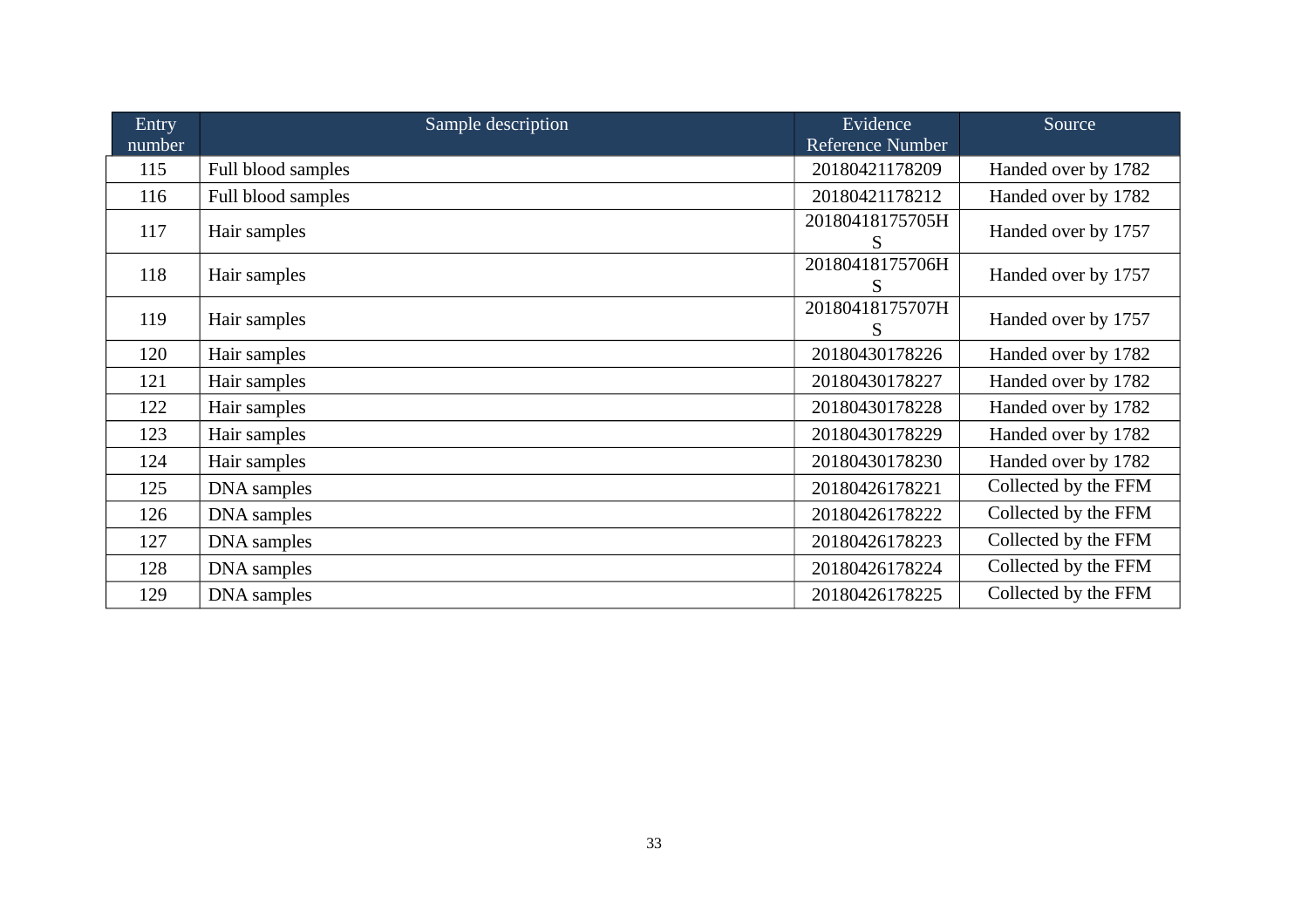| Entry number | Sample description | Evidence Reference Number | Source |
|---|---|---|---|
| 115 | Full blood samples | 20180421178209 | Handed over by 1782 |
| 116 | Full blood samples | 20180421178212 | Handed over by 1782 |
| 117 | Hair samples | 20180418175705HS | Handed over by 1757 |
| 118 | Hair samples | 20180418175706HS | Handed over by 1757 |
| 119 | Hair samples | 20180418175707HS | Handed over by 1757 |
| 120 | Hair samples | 20180430178226 | Handed over by 1782 |
| 121 | Hair samples | 20180430178227 | Handed over by 1782 |
| 122 | Hair samples | 20180430178228 | Handed over by 1782 |
| 123 | Hair samples | 20180430178229 | Handed over by 1782 |
| 124 | Hair samples | 20180430178230 | Handed over by 1782 |
| 125 | DNA samples | 20180426178221 | Collected by the FFM |
| 126 | DNA samples | 20180426178222 | Collected by the FFM |
| 127 | DNA samples | 20180426178223 | Collected by the FFM |
| 128 | DNA samples | 20180426178224 | Collected by the FFM |
| 129 | DNA samples | 20180426178225 | Collected by the FFM |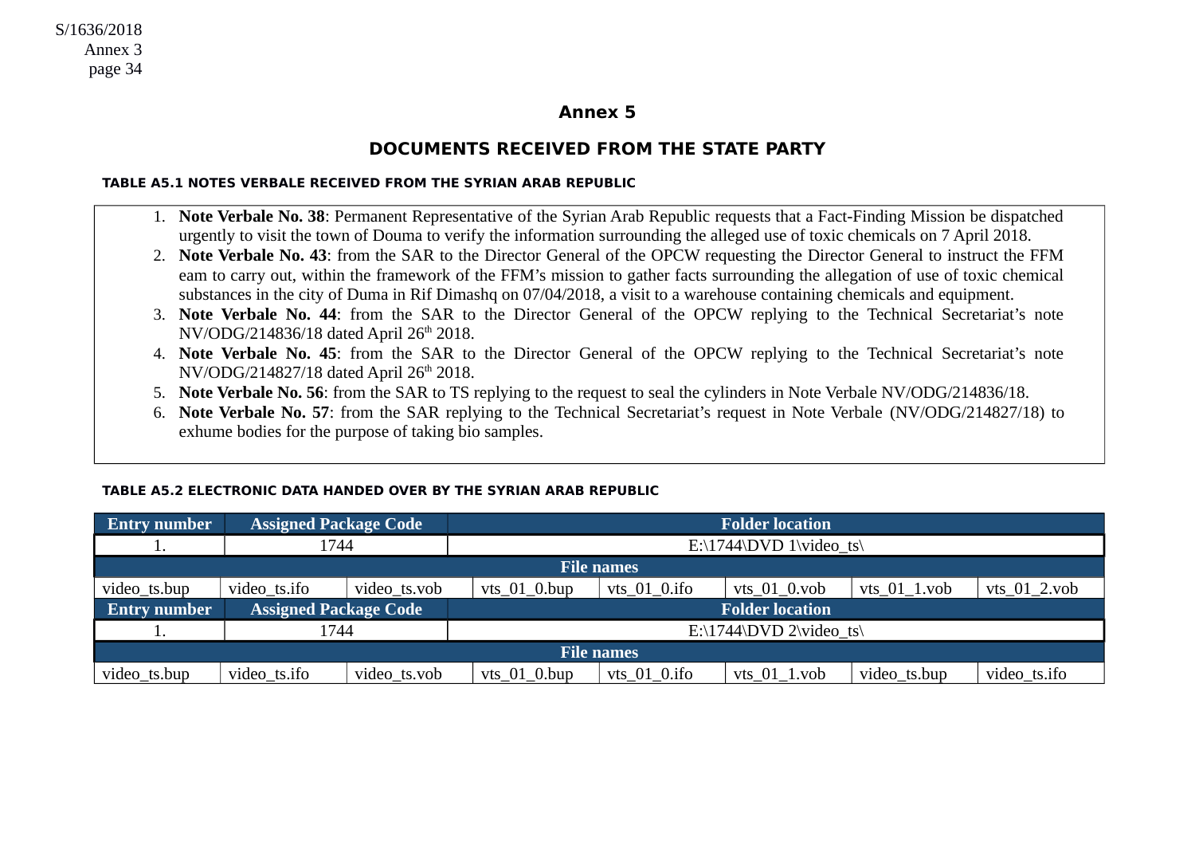# Annex 5

## DOCUMENTS RECEIVED FROM THE STATE PARTY

#### TABLE A5.1 NOTES VERBALE RECEIVED FROM THE SYRIAN ARAB REPUBLIC

1. **Note Verbale No. 38**: Permanent Representative of the Syrian Arab Republic requests that a Fact-Finding Mission be dispatched urgently to visit the town of Douma to verify the information surrounding the alleged use of toxic chemicals on 7 April 2018.
2. **Note Verbale No. 43**: from the SAR to the Director General of the OPCW requesting the Director General to instruct the FFM eam to carry out, within the framework of the FFM's mission to gather facts surrounding the allegation of use of toxic chemical substances in the city of Duma in Rif Dimashq on 07/04/2018, a visit to a warehouse containing chemicals and equipment.
3. **Note Verbale No. 44**: from the SAR to the Director General of the OPCW replying to the Technical Secretariat's note NV/ODG/214836/18 dated April 26th 2018.
4. **Note Verbale No. 45**: from the SAR to the Director General of the OPCW replying to the Technical Secretariat's note NV/ODG/214827/18 dated April 26th 2018.
5. **Note Verbale No. 56**: from the SAR to TS replying to the request to seal the cylinders in Note Verbale NV/ODG/214836/18.
6. **Note Verbale No. 57**: from the SAR replying to the Technical Secretariat's request in Note Verbale (NV/ODG/214827/18) to exhume bodies for the purpose of taking bio samples.

#### TABLE A5.2 ELECTRONIC DATA HANDED OVER BY THE SYRIAN ARAB REPUBLIC

| Entry number | Assigned Package Code | | Folder location | | | | |
|---|---|---|---|---|---|---|---|
| 1. | 1744 | | E:\1744\DVD 1\video_ts\ | | | | |
| File names | | | | | | | |
| video_ts.bup | video_ts.ifo | video_ts.vob | vts_01_0.bup | vts_01_0.ifo | vts_01_0.vob | vts_01_1.vob | vts_01_2.vob |
| **Entry number** | **Assigned Package Code** | | **Folder location** | | | | |
| 1. | 1744 | | E:\1744\DVD 2\video_ts\ | | | | |
| **File names** | | | | | | | |
| video_ts.bup | video_ts.ifo | video_ts.vob | vts_01_0.bup | vts_01_0.ifo | vts_01_1.vob | video_ts.bup | video_ts.ifo |